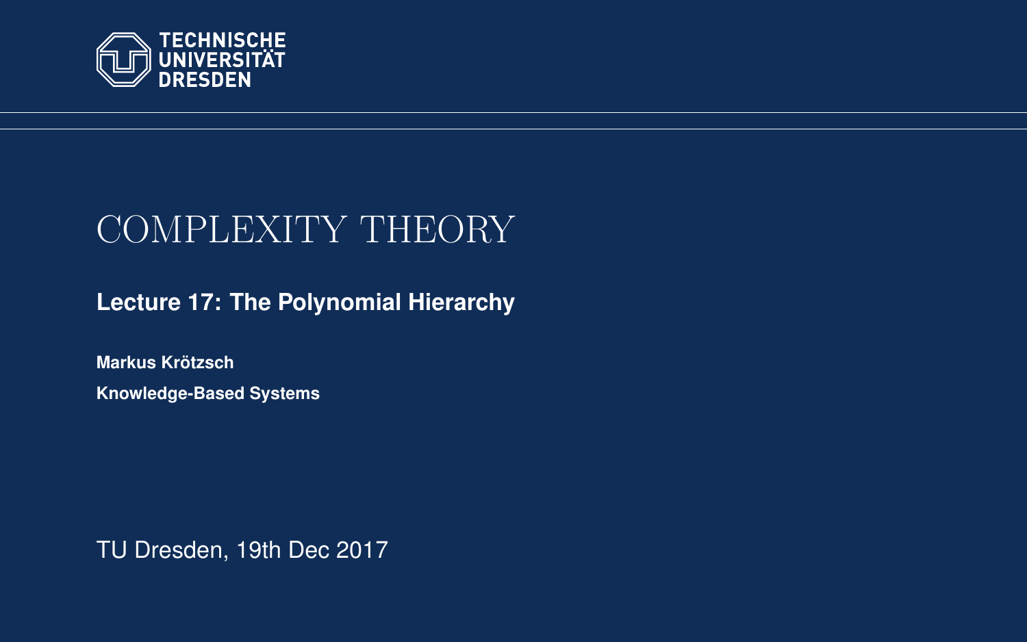TECHNISCHE UNIVERSITÄT DRESDEN

# COMPLEXITY THEORY

**Lecture 17: The Polynomial Hierarchy**

**Markus Krötzsch**

**Knowledge-Based Systems**

TU Dresden, 19th Dec 2017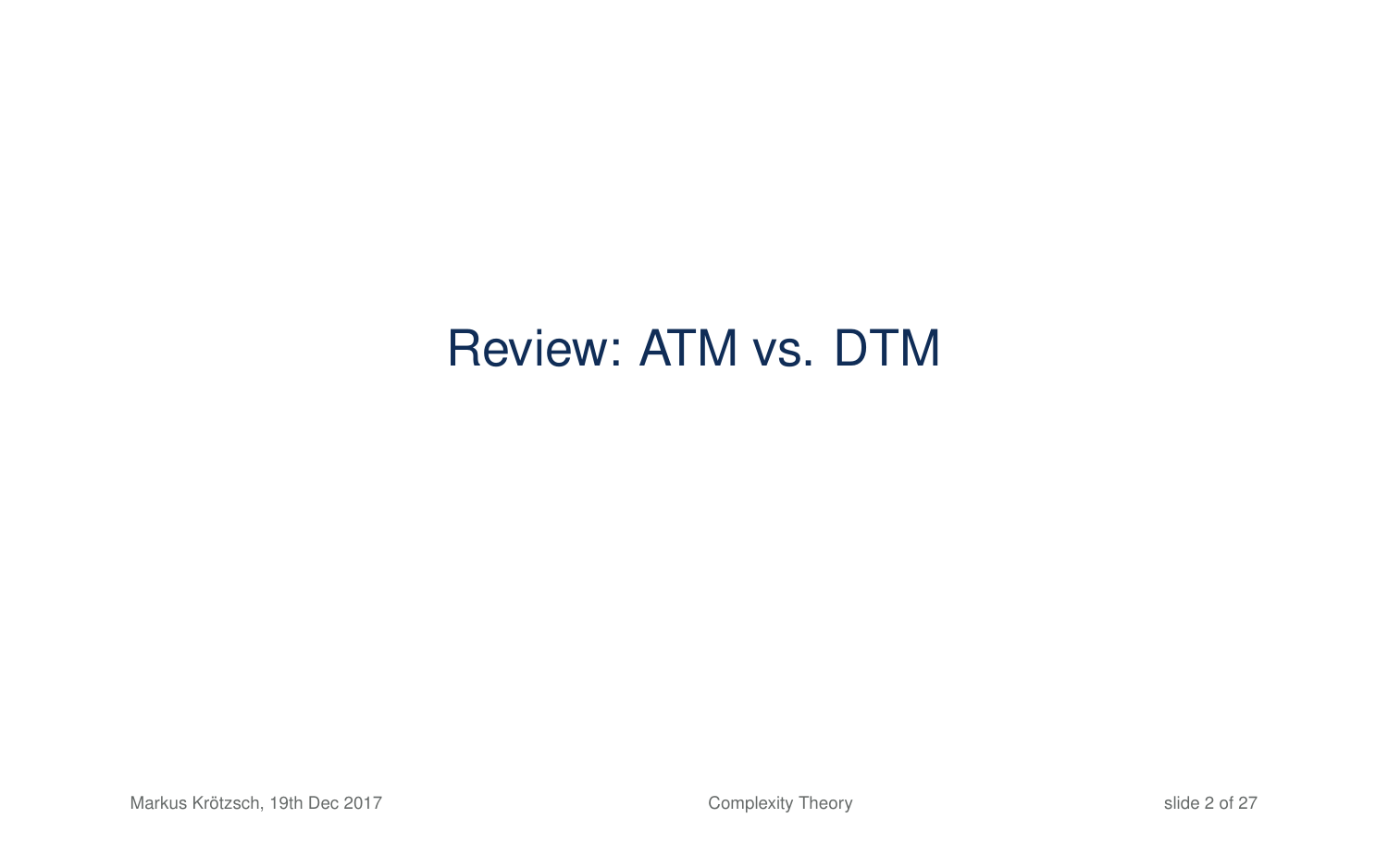# Review: ATM vs. DTM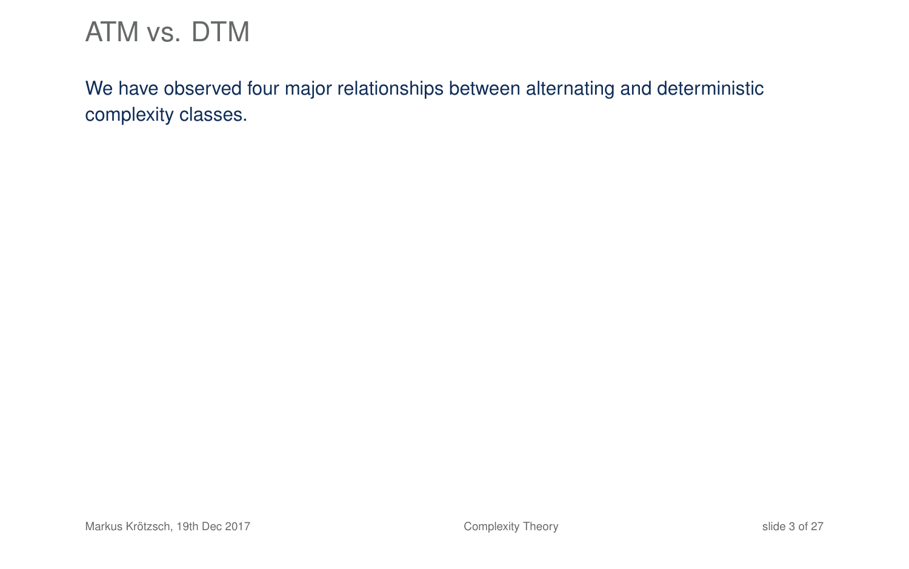# ATM vs. DTM

We have observed four major relationships between alternating and deterministic complexity classes.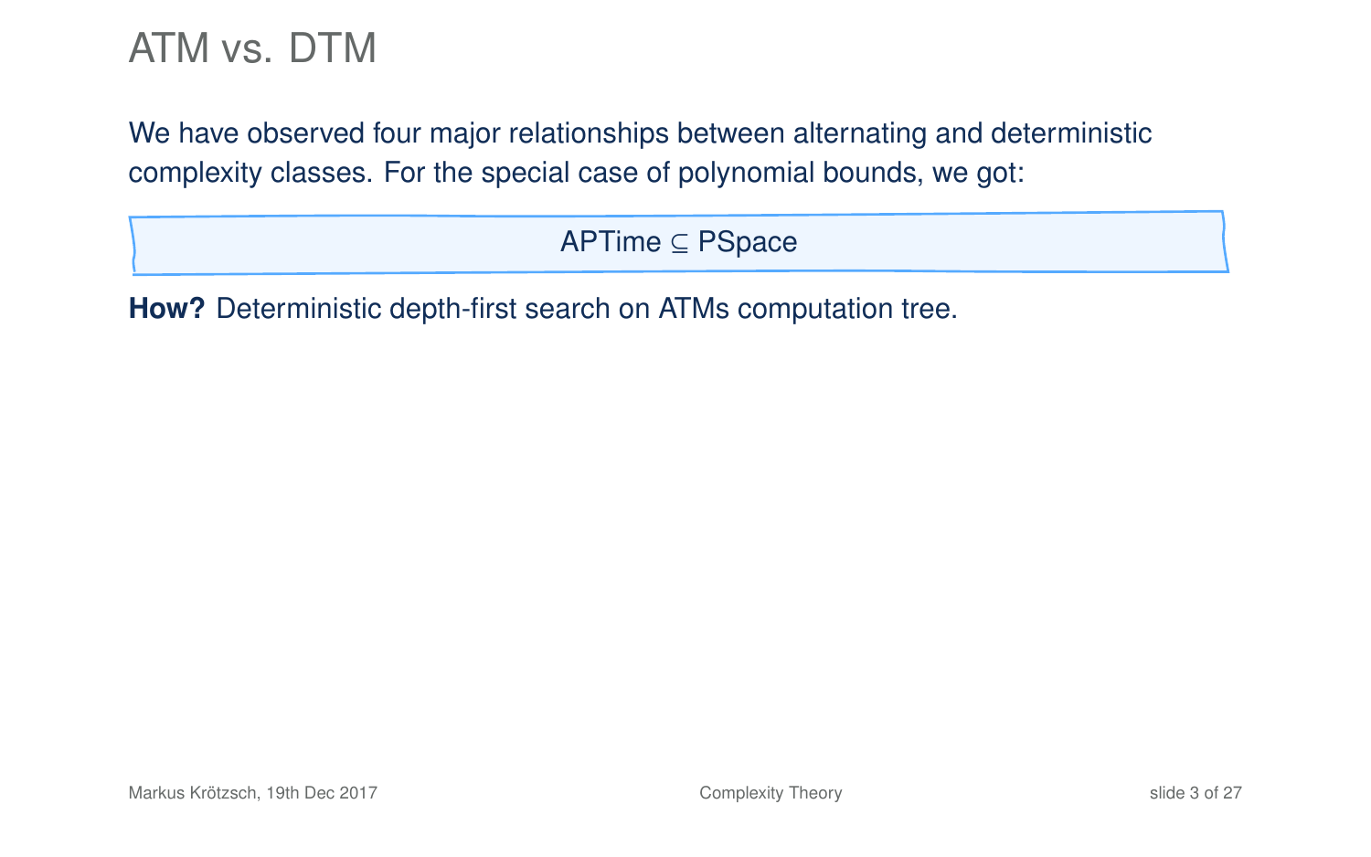# ATM vs. DTM

We have observed four major relationships between alternating and deterministic complexity classes. For the special case of polynomial bounds, we got:

APTime $\subseteq$ PSpace

**How?** Deterministic depth-first search on ATMs computation tree.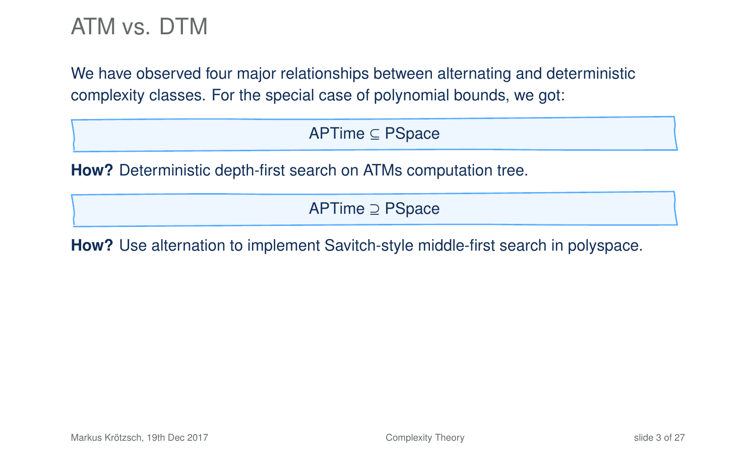# ATM vs. DTM

We have observed four major relationships between alternating and deterministic complexity classes. For the special case of polynomial bounds, we got:

$$\text{APTime} \subseteq \text{PSpace}$$

**How?** Deterministic depth-first search on ATMs computation tree.

$$\text{APTime} \supseteq \text{PSpace}$$

**How?** Use alternation to implement Savitch-style middle-first search in polyspace.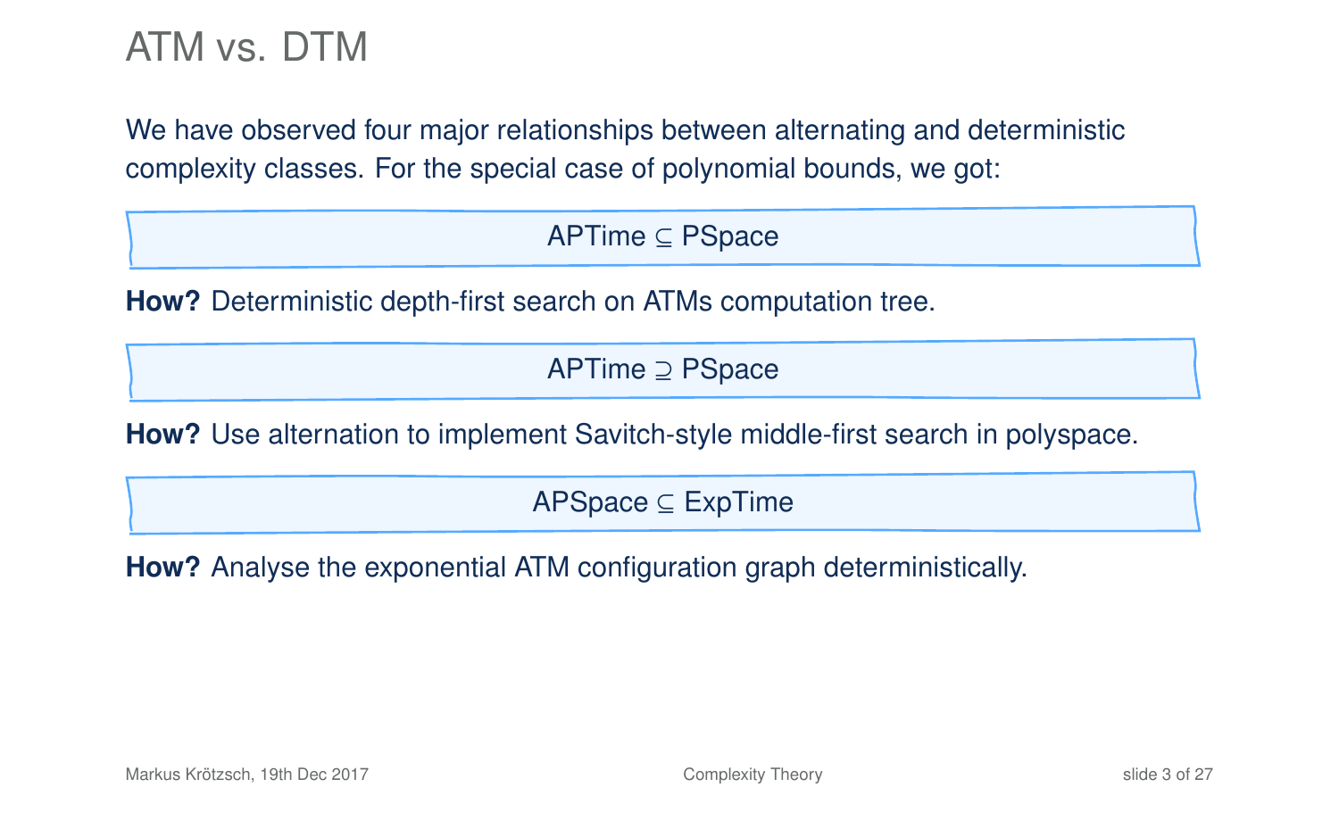# ATM vs. DTM

We have observed four major relationships between alternating and deterministic complexity classes. For the special case of polynomial bounds, we got:

$$\text{APTime} \subseteq \text{PSpace}$$

**How?** Deterministic depth-first search on ATMs computation tree.

$$\text{APTime} \supseteq \text{PSpace}$$

**How?** Use alternation to implement Savitch-style middle-first search in polyspace.

$$\text{APSpace} \subseteq \text{ExpTime}$$

**How?** Analyse the exponential ATM configuration graph deterministically.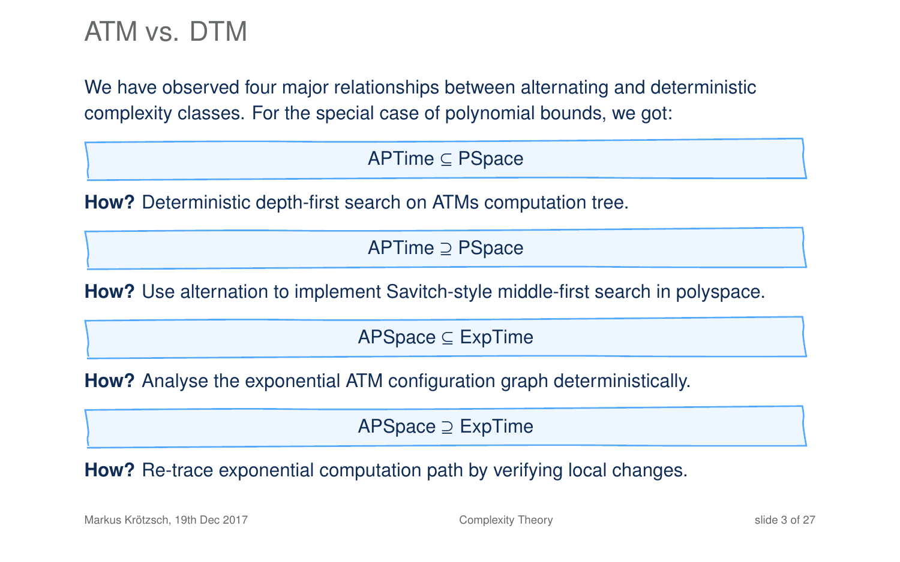# ATM vs. DTM

We have observed four major relationships between alternating and deterministic complexity classes. For the special case of polynomial bounds, we got:

APTime $\subseteq$ PSpace

**How?** Deterministic depth-first search on ATMs computation tree.

APTime $\supseteq$ PSpace

**How?** Use alternation to implement Savitch-style middle-first search in polyspace.

APSpace $\subseteq$ ExpTime

**How?** Analyse the exponential ATM configuration graph deterministically.

APSpace $\supseteq$ ExpTime

**How?** Re-trace exponential computation path by verifying local changes.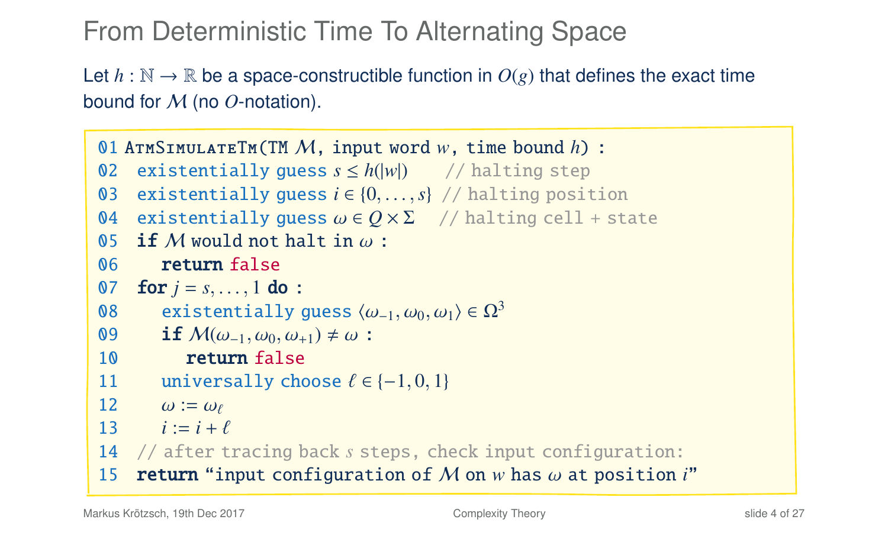# From Deterministic Time To Alternating Space

Let $h : \mathbb{N} \to \mathbb{R}$ be a space-constructible function in $O(g)$ that defines the exact time bound for $\mathcal{M}$ (no $O$-notation).

```
01 AtmSimulateTm(TM M, input word w, time bound h) :
02   existentially guess s ≤ h(|w|)      // halting step
03   existentially guess i ∈ {0, ..., s} // halting position
04   existentially guess ω ∈ Q × Σ       // halting cell + state
05   if M would not halt in ω :
06     return false
07   for j = s, ..., 1 do :
08     existentially guess ⟨ω_{-1}, ω_0, ω_1⟩ ∈ Ω^3
09     if M(ω_{-1}, ω_0, ω_{+1}) ≠ ω :
10       return false
11     universally choose ℓ ∈ {-1, 0, 1}
12     ω := ω_ℓ
13     i := i + ℓ
14   // after tracing back s steps, check input configuration:
15   return "input configuration of M on w has ω at position i"
```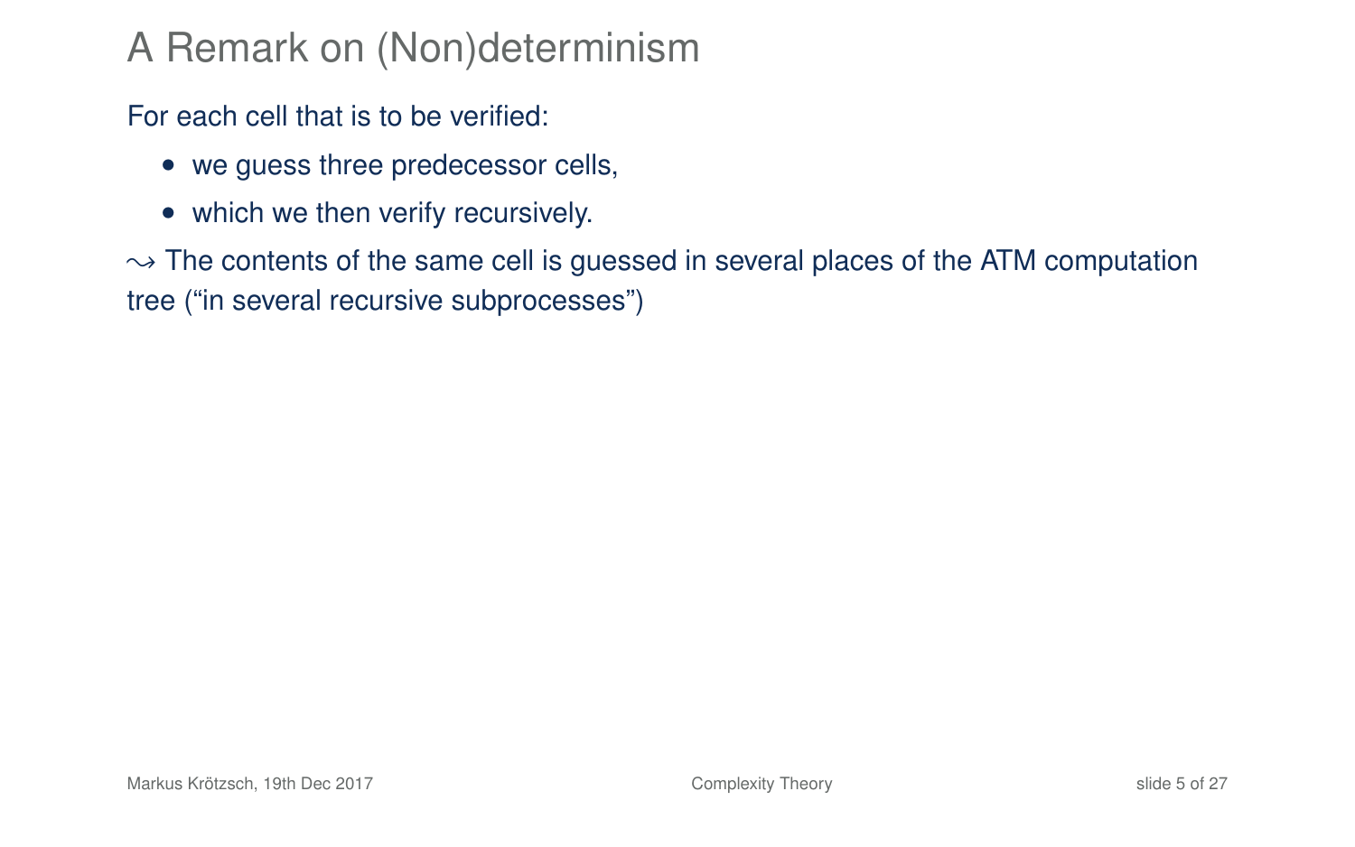# A Remark on (Non)determinism

For each cell that is to be verified:

- we guess three predecessor cells,
- which we then verify recursively.

$\leadsto$ The contents of the same cell is guessed in several places of the ATM computation tree ("in several recursive subprocesses")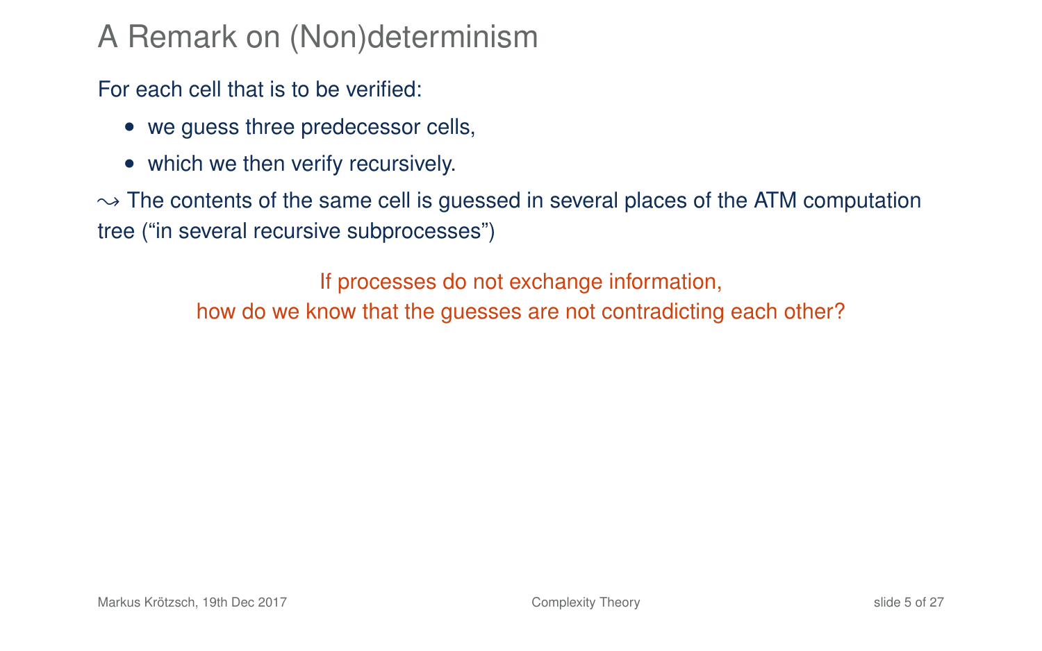# A Remark on (Non)determinism

For each cell that is to be verified:

- we guess three predecessor cells,
- which we then verify recursively.

$\leadsto$ The contents of the same cell is guessed in several places of the ATM computation tree ("in several recursive subprocesses")

If processes do not exchange information,
how do we know that the guesses are not contradicting each other?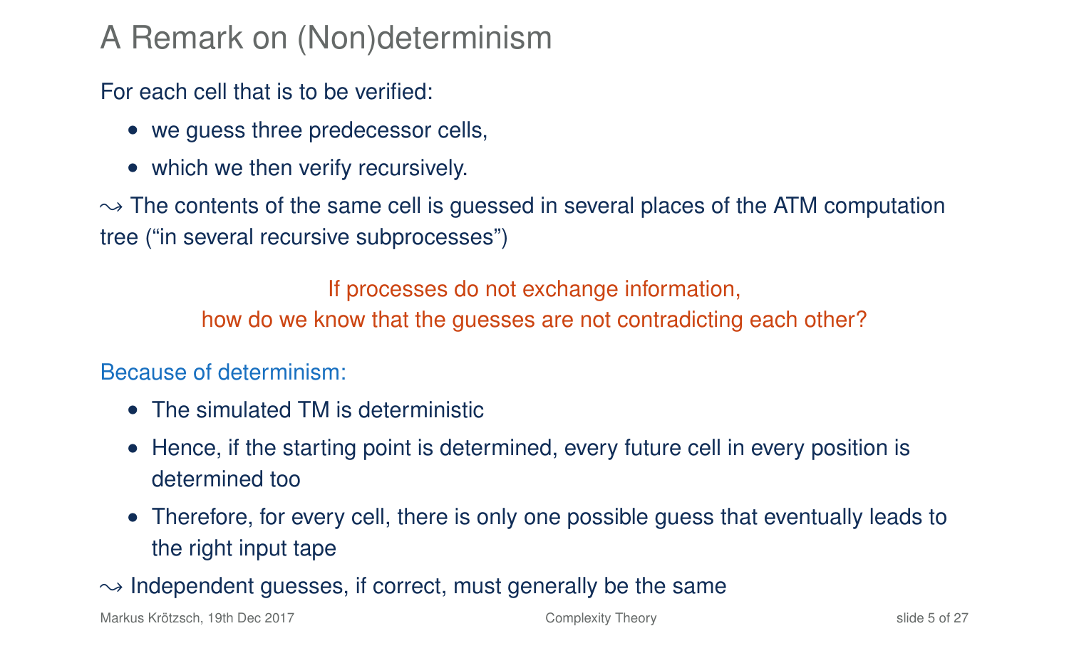# A Remark on (Non)determinism

For each cell that is to be verified:

- we guess three predecessor cells,
- which we then verify recursively.

$\leadsto$ The contents of the same cell is guessed in several places of the ATM computation tree ("in several recursive subprocesses")

If processes do not exchange information,
how do we know that the guesses are not contradicting each other?

Because of determinism:

- The simulated TM is deterministic
- Hence, if the starting point is determined, every future cell in every position is determined too
- Therefore, for every cell, there is only one possible guess that eventually leads to the right input tape

$\leadsto$ Independent guesses, if correct, must generally be the same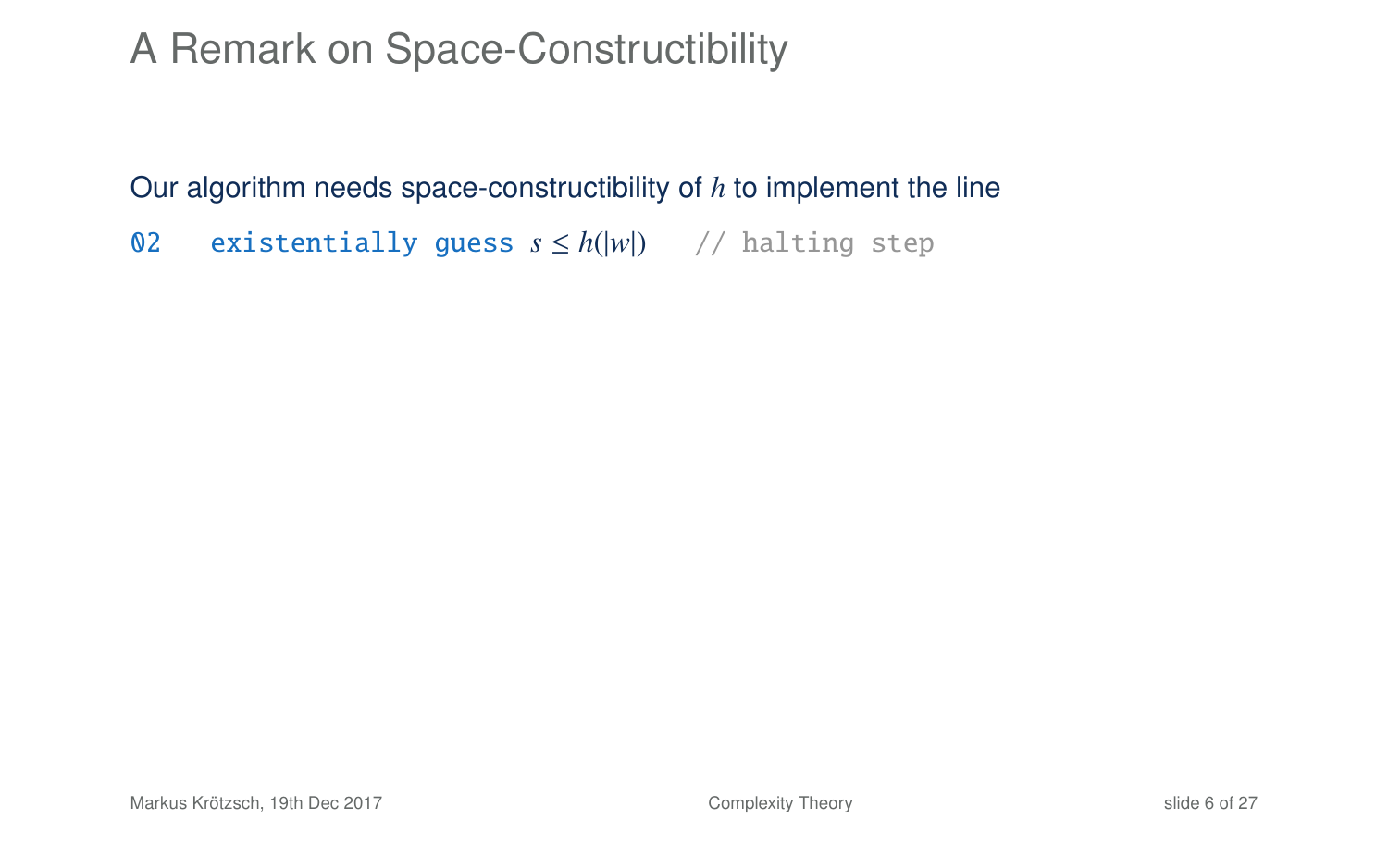# A Remark on Space-Constructibility

Our algorithm needs space-constructibility of $h$ to implement the line

```
02    existentially guess s ≤ h(|w|)    // halting step
```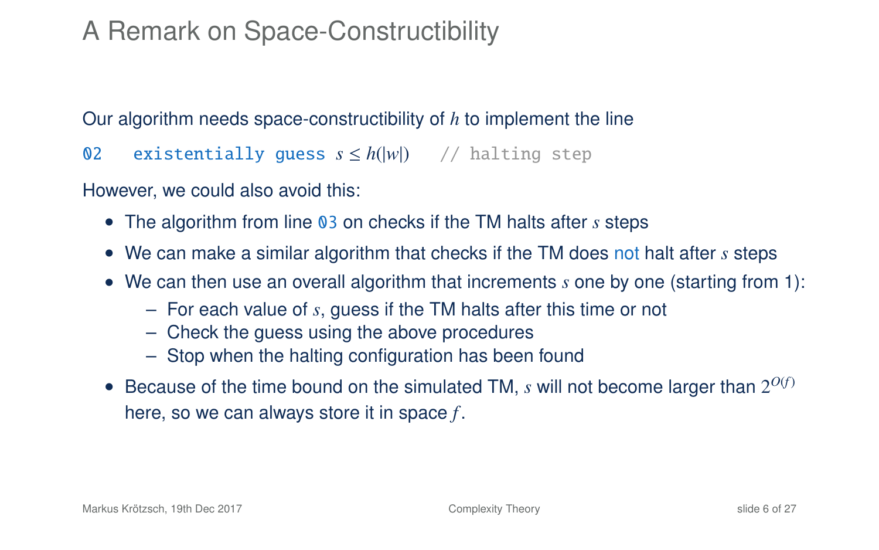# A Remark on Space-Constructibility

Our algorithm needs space-constructibility of $h$ to implement the line

```
02    existentially guess s ≤ h(|w|)    // halting step
```

However, we could also avoid this:

- The algorithm from line 03 on checks if the TM halts after $s$ steps
- We can make a similar algorithm that checks if the TM does not halt after $s$ steps
- We can then use an overall algorithm that increments $s$ one by one (starting from 1):
  - For each value of $s$, guess if the TM halts after this time or not
  - Check the guess using the above procedures
  - Stop when the halting configuration has been found
- Because of the time bound on the simulated TM, $s$ will not become larger than $2^{O(f)}$ here, so we can always store it in space $f$.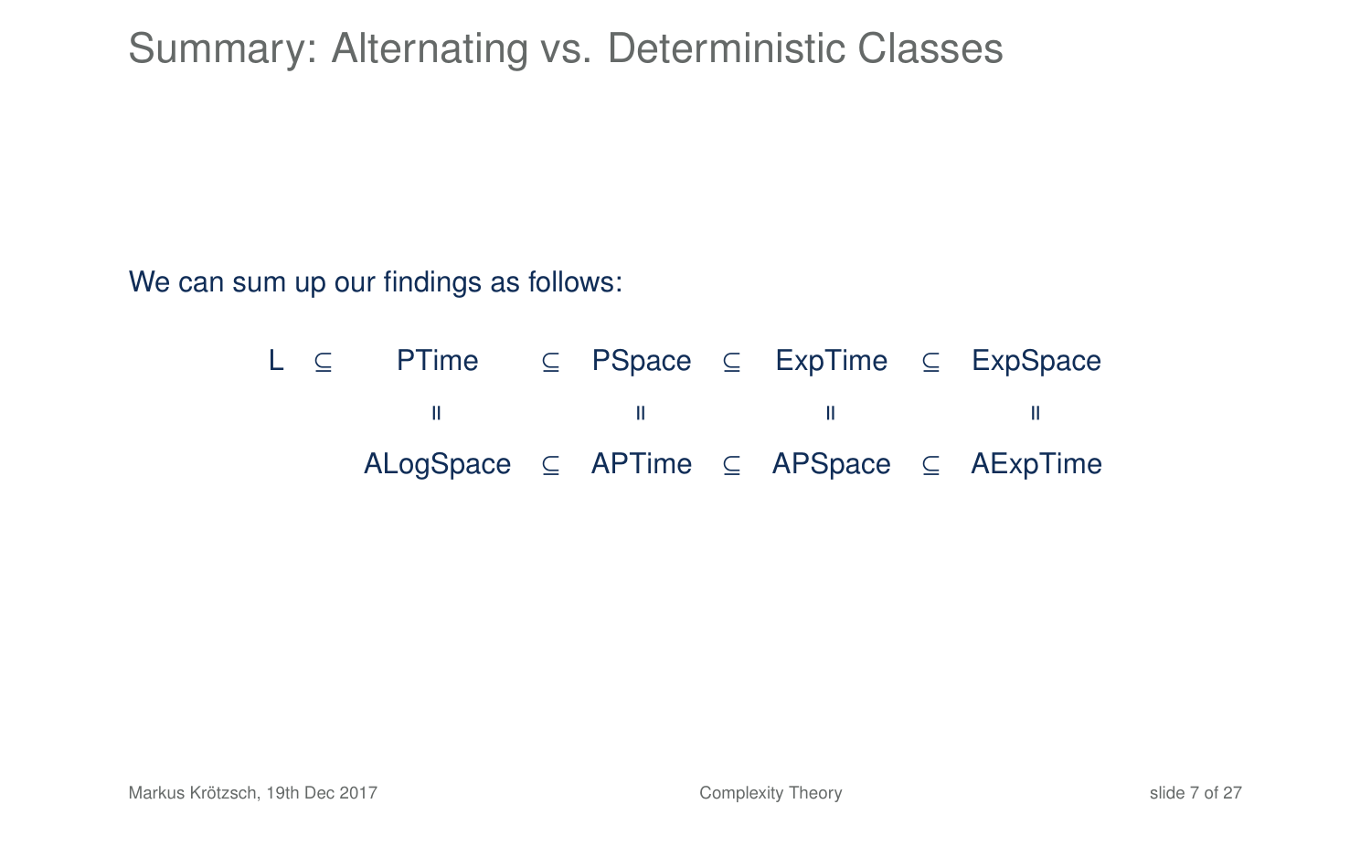# Summary: Alternating vs. Deterministic Classes

We can sum up our findings as follows:

$$
\begin{array}{ccccccccc}
\text{L} & \subseteq & \text{PTime} & \subseteq & \text{PSpace} & \subseteq & \text{ExpTime} & \subseteq & \text{ExpSpace} \\
 & & \parallel & & \parallel & & \parallel & & \parallel \\
 & & \text{ALogSpace} & \subseteq & \text{APTime} & \subseteq & \text{APSpace} & \subseteq & \text{AExpTime}
\end{array}
$$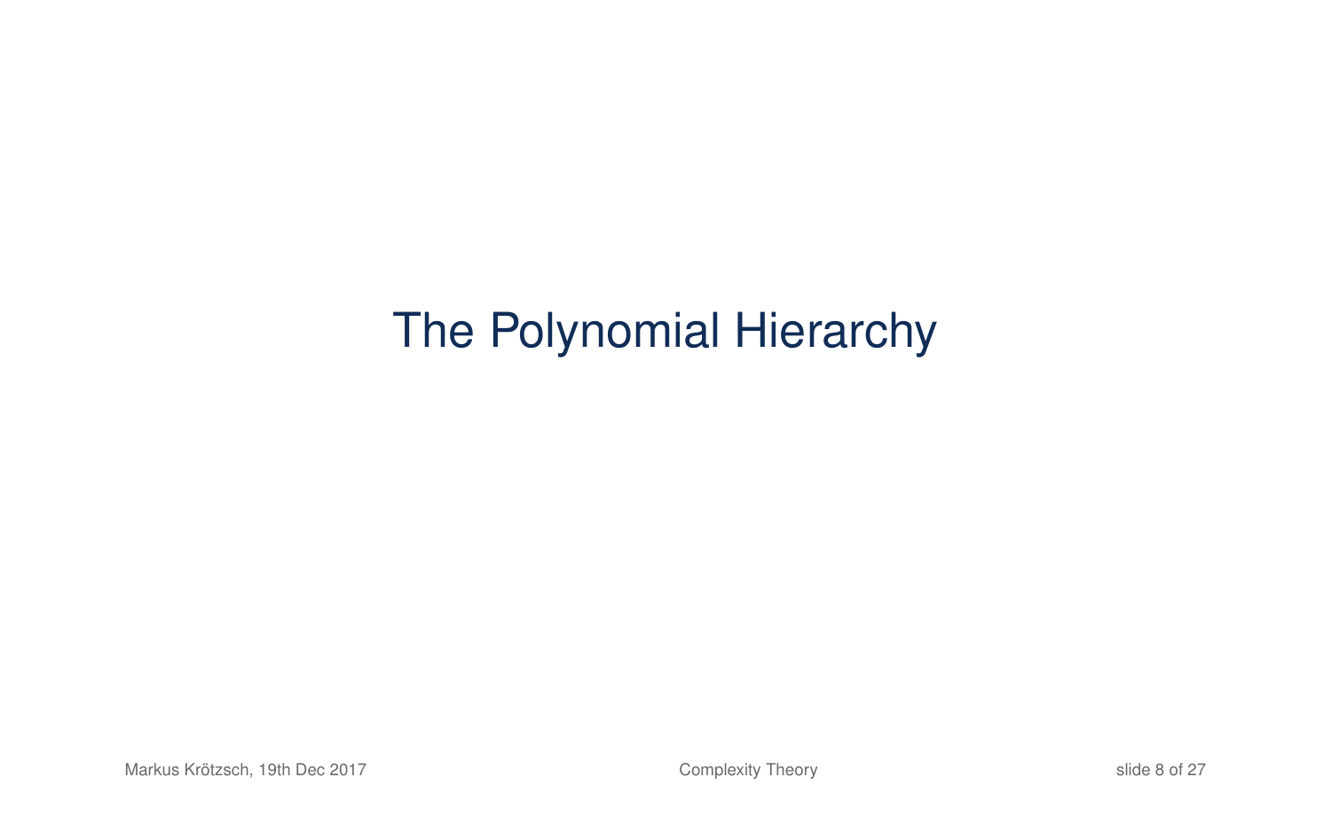# The Polynomial Hierarchy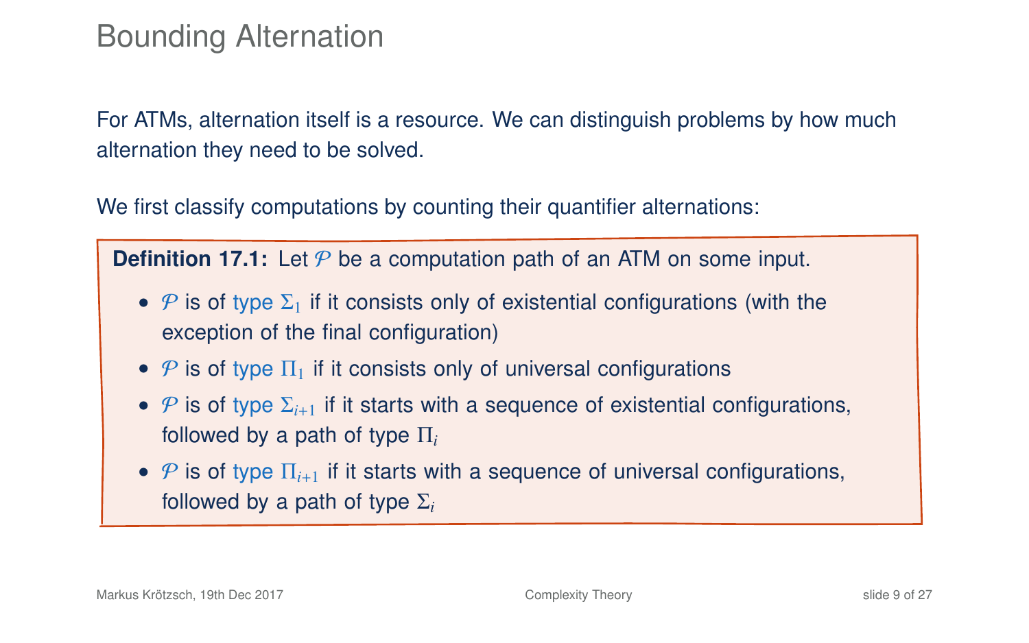# Bounding Alternation

For ATMs, alternation itself is a resource. We can distinguish problems by how much alternation they need to be solved.

We first classify computations by counting their quantifier alternations:

**Definition 17.1:** Let $\mathcal{P}$ be a computation path of an ATM on some input.

- $\mathcal{P}$ is of type $\Sigma_1$ if it consists only of existential configurations (with the exception of the final configuration)
- $\mathcal{P}$ is of type $\Pi_1$ if it consists only of universal configurations
- $\mathcal{P}$ is of type $\Sigma_{i+1}$ if it starts with a sequence of existential configurations, followed by a path of type $\Pi_i$
- $\mathcal{P}$ is of type $\Pi_{i+1}$ if it starts with a sequence of universal configurations, followed by a path of type $\Sigma_i$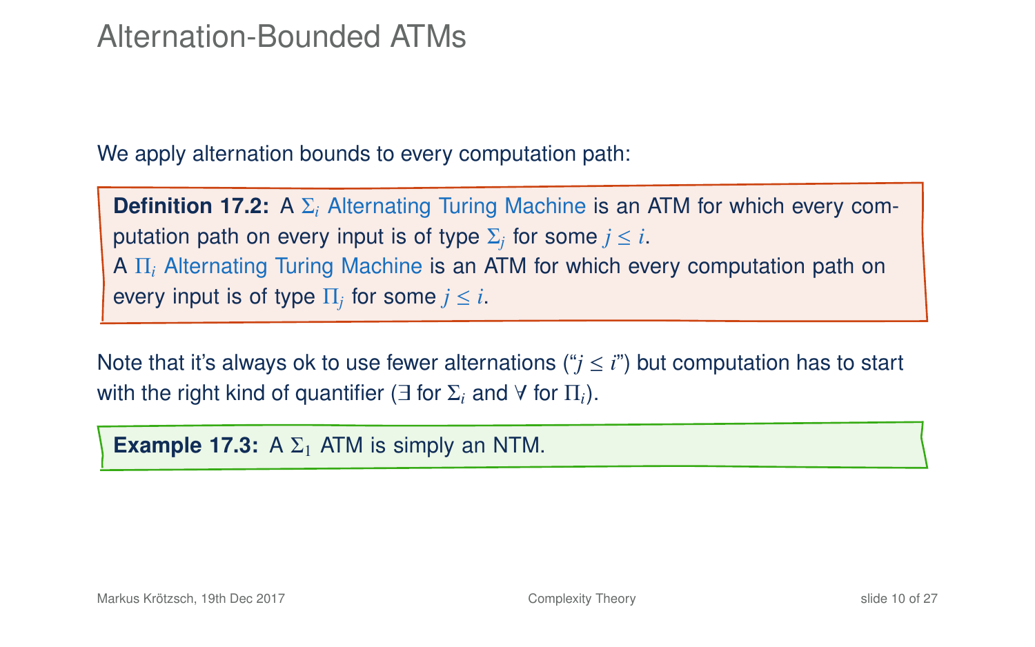# Alternation-Bounded ATMs

We apply alternation bounds to every computation path:

**Definition 17.2:** A $\Sigma_i$ Alternating Turing Machine is an ATM for which every computation path on every input is of type $\Sigma_j$ for some $j \leq i$.
A $\Pi_i$ Alternating Turing Machine is an ATM for which every computation path on every input is of type $\Pi_j$ for some $j \leq i$.

Note that it's always ok to use fewer alternations ("$j \leq i$") but computation has to start with the right kind of quantifier ($\exists$ for $\Sigma_i$ and $\forall$ for $\Pi_i$).

**Example 17.3:** A $\Sigma_1$ ATM is simply an NTM.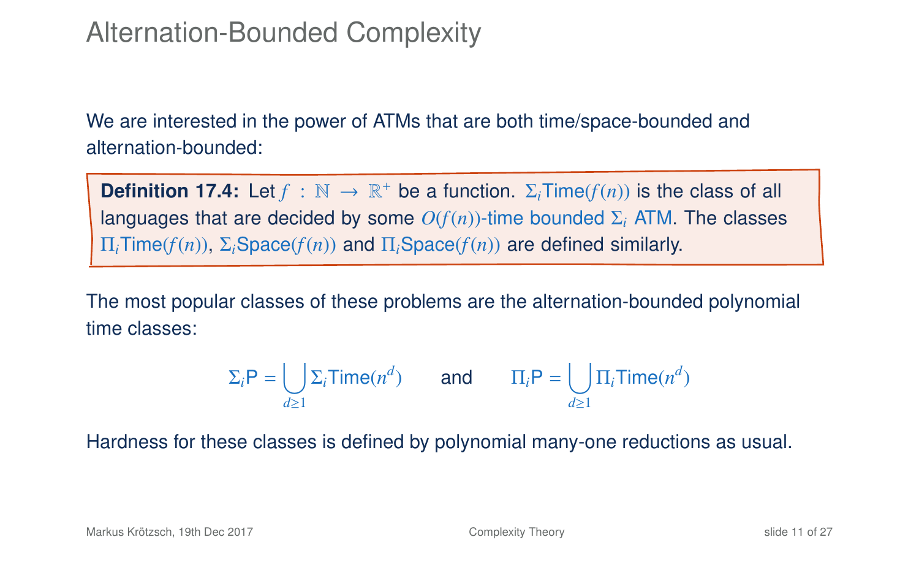# Alternation-Bounded Complexity

We are interested in the power of ATMs that are both time/space-bounded and alternation-bounded:

**Definition 17.4:** Let $f : \mathbb{N} \to \mathbb{R}^+$ be a function. $\Sigma_i\text{Time}(f(n))$ is the class of all languages that are decided by some $O(f(n))$-time bounded $\Sigma_i$ ATM. The classes $\Pi_i\text{Time}(f(n))$, $\Sigma_i\text{Space}(f(n))$ and $\Pi_i\text{Space}(f(n))$ are defined similarly.

The most popular classes of these problems are the alternation-bounded polynomial time classes:

$$\Sigma_i\text{P} = \bigcup_{d\geq 1} \Sigma_i\text{Time}(n^d) \qquad \text{and} \qquad \Pi_i\text{P} = \bigcup_{d\geq 1} \Pi_i\text{Time}(n^d)$$

Hardness for these classes is defined by polynomial many-one reductions as usual.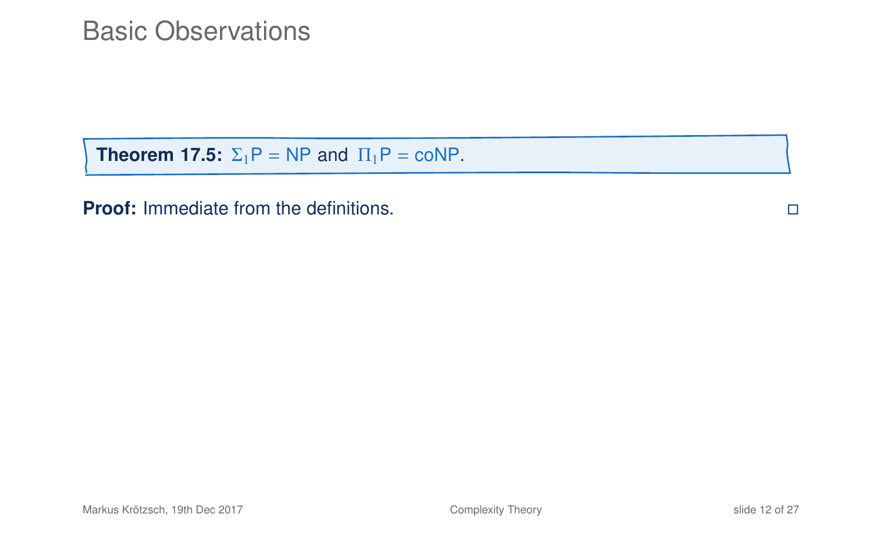# Basic Observations

**Theorem 17.5:** $\Sigma_1 \mathsf{P} = \mathsf{NP}$ and $\Pi_1 \mathsf{P} = \mathsf{coNP}$.

**Proof:** Immediate from the definitions. □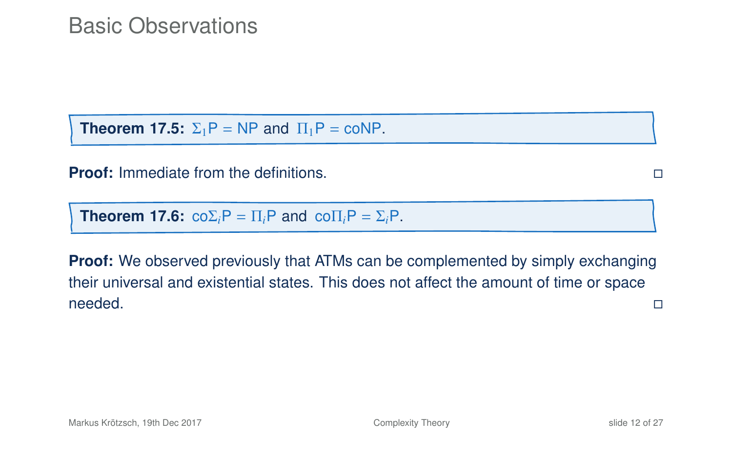# Basic Observations

**Theorem 17.5:** $\Sigma_1\mathrm{P} = \mathrm{NP}$ and $\Pi_1\mathrm{P} = \mathrm{coNP}$.

**Proof:** Immediate from the definitions. □

**Theorem 17.6:** $\mathrm{co}\Sigma_i\mathrm{P} = \Pi_i\mathrm{P}$ and $\mathrm{co}\Pi_i\mathrm{P} = \Sigma_i\mathrm{P}$.

**Proof:** We observed previously that ATMs can be complemented by simply exchanging their universal and existential states. This does not affect the amount of time or space needed. □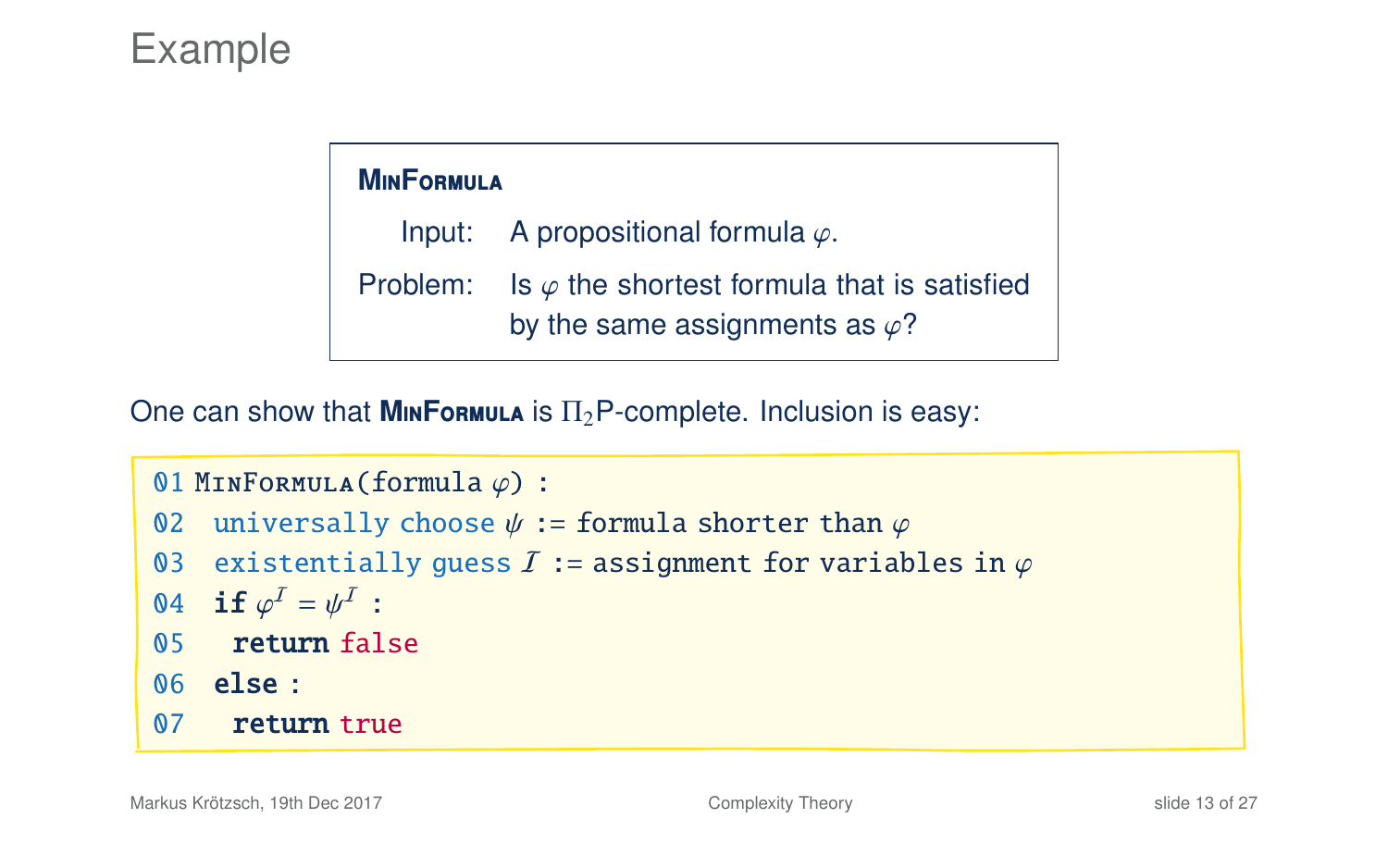# Example

**MinFormula**

Input: A propositional formula $\varphi$.

Problem: Is $\varphi$ the shortest formula that is satisfied by the same assignments as $\varphi$?

One can show that **MinFormula** is $\Pi_2$P-complete. Inclusion is easy:

```
01 MinFormula(formula φ) :
02  universally choose ψ := formula shorter than φ
03  existentially guess I := assignment for variables in φ
04  if φ^I = ψ^I :
05   return false
06  else :
07   return true
```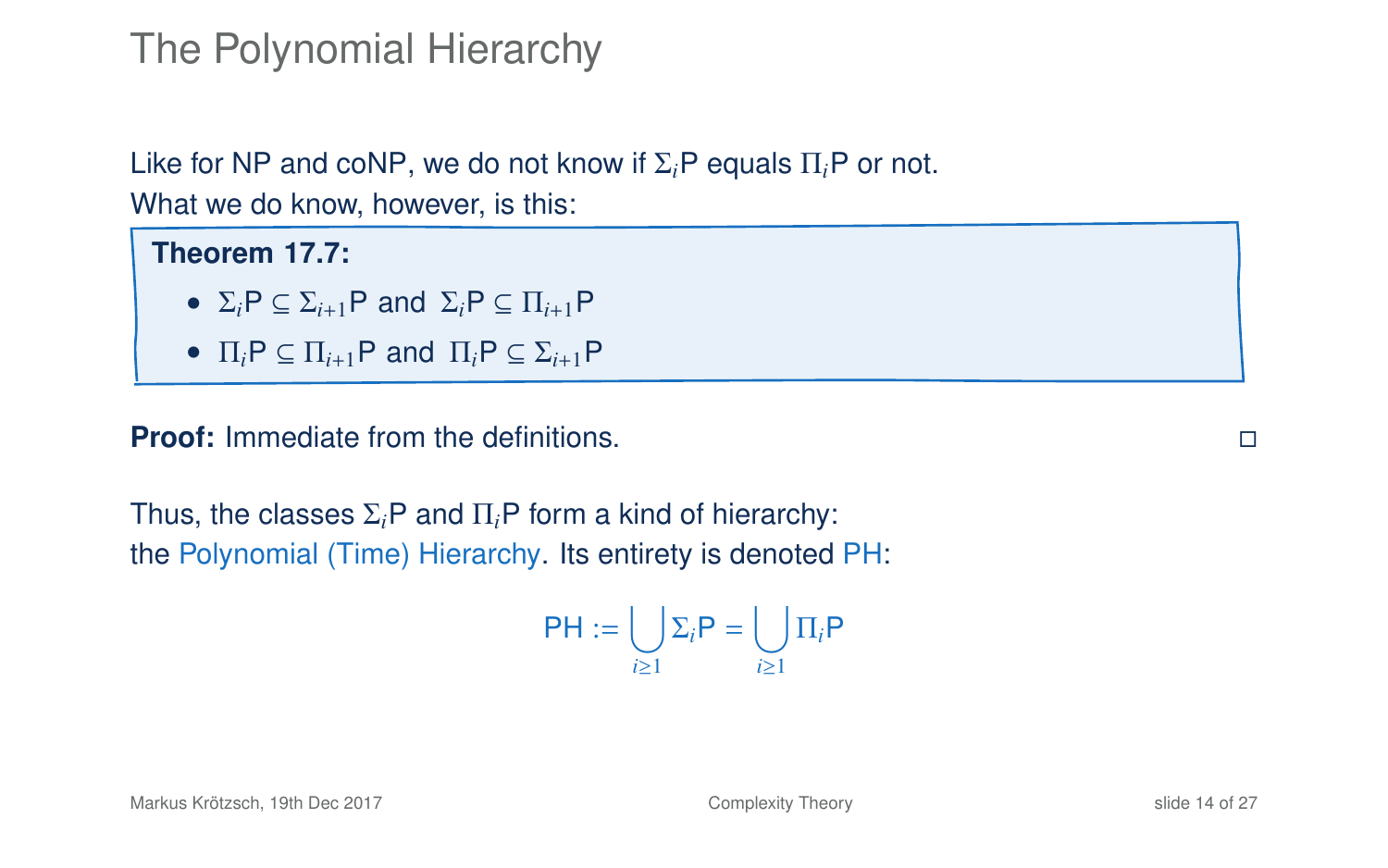# The Polynomial Hierarchy

Like for NP and coNP, we do not know if $\Sigma_i\mathsf{P}$ equals $\Pi_i\mathsf{P}$ or not.
What we do know, however, is this:

**Theorem 17.7:**

- $\Sigma_i\mathsf{P} \subseteq \Sigma_{i+1}\mathsf{P}$ and $\Sigma_i\mathsf{P} \subseteq \Pi_{i+1}\mathsf{P}$
- $\Pi_i\mathsf{P} \subseteq \Pi_{i+1}\mathsf{P}$ and $\Pi_i\mathsf{P} \subseteq \Sigma_{i+1}\mathsf{P}$

**Proof:** Immediate from the definitions. □

Thus, the classes $\Sigma_i\mathsf{P}$ and $\Pi_i\mathsf{P}$ form a kind of hierarchy:
the Polynomial (Time) Hierarchy. Its entirety is denoted PH:

$$\mathsf{PH} := \bigcup_{i \geq 1} \Sigma_i\mathsf{P} = \bigcup_{i \geq 1} \Pi_i\mathsf{P}$$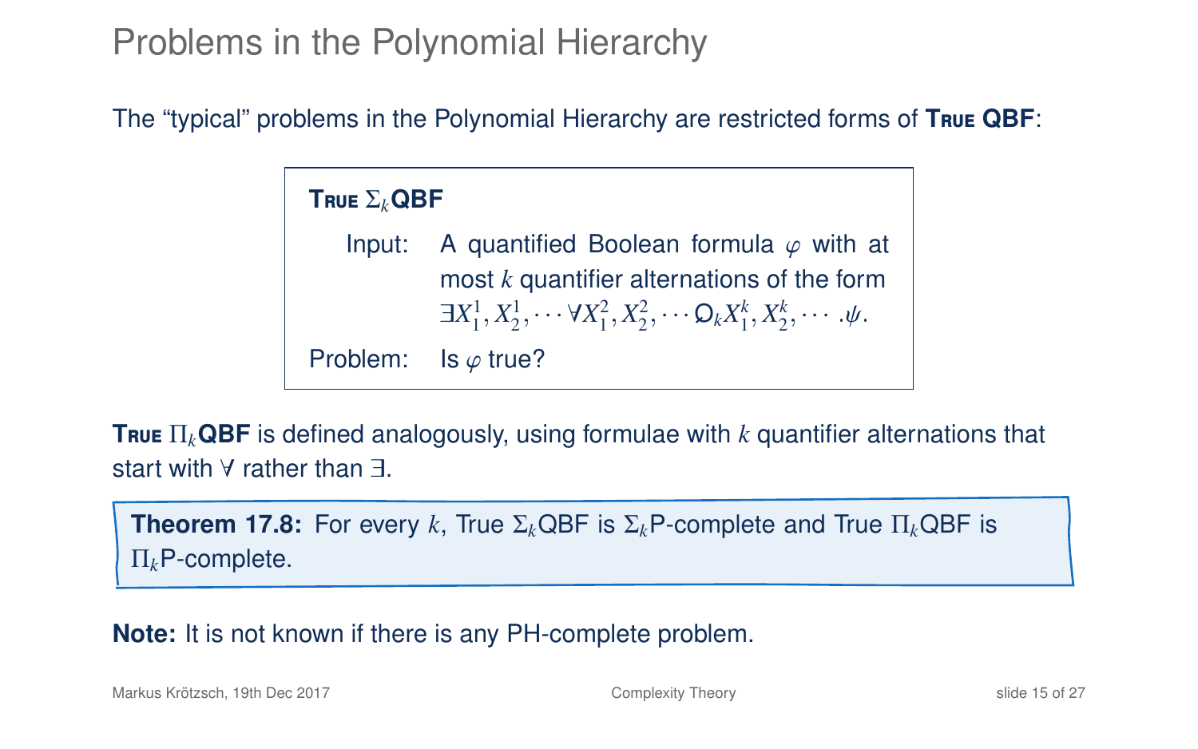# Problems in the Polynomial Hierarchy

The "typical" problems in the Polynomial Hierarchy are restricted forms of **True QBF**:

> **True $\Sigma_k$QBF**
>
> Input: A quantified Boolean formula $\varphi$ with at most $k$ quantifier alternations of the form $\exists X^1_1, X^1_2, \cdots \forall X^2_1, X^2_2, \cdots \mathsf{Q}_k X^k_1, X^k_2, \cdots .\psi$.
>
> Problem: Is $\varphi$ true?

**True $\Pi_k$QBF** is defined analogously, using formulae with $k$ quantifier alternations that start with $\forall$ rather than $\exists$.

> **Theorem 17.8:** For every $k$, True $\Sigma_k$QBF is $\Sigma_k$P-complete and True $\Pi_k$QBF is $\Pi_k$P-complete.

**Note:** It is not known if there is any PH-complete problem.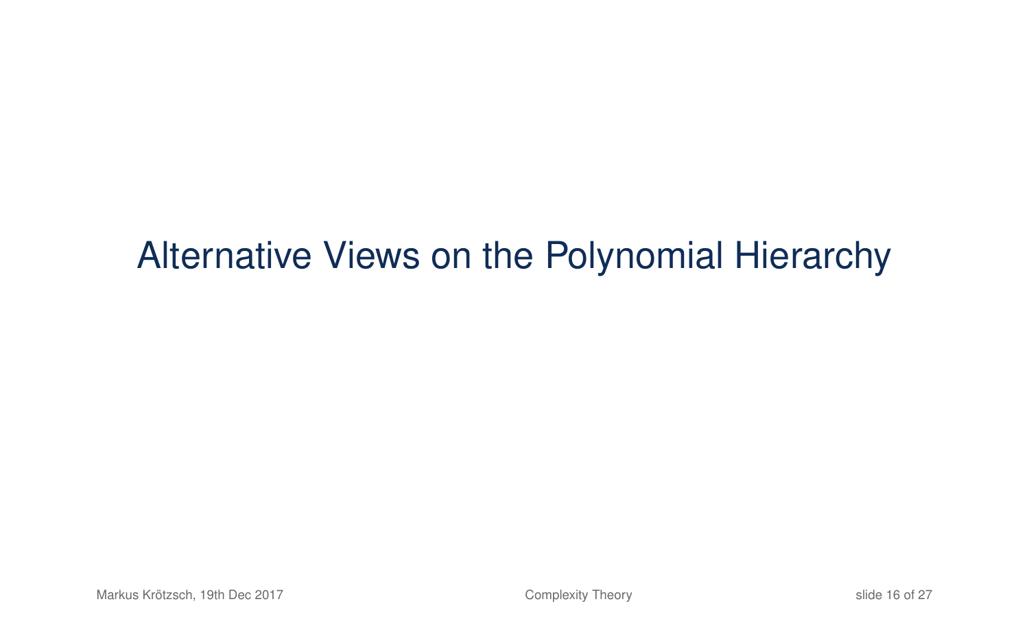# Alternative Views on the Polynomial Hierarchy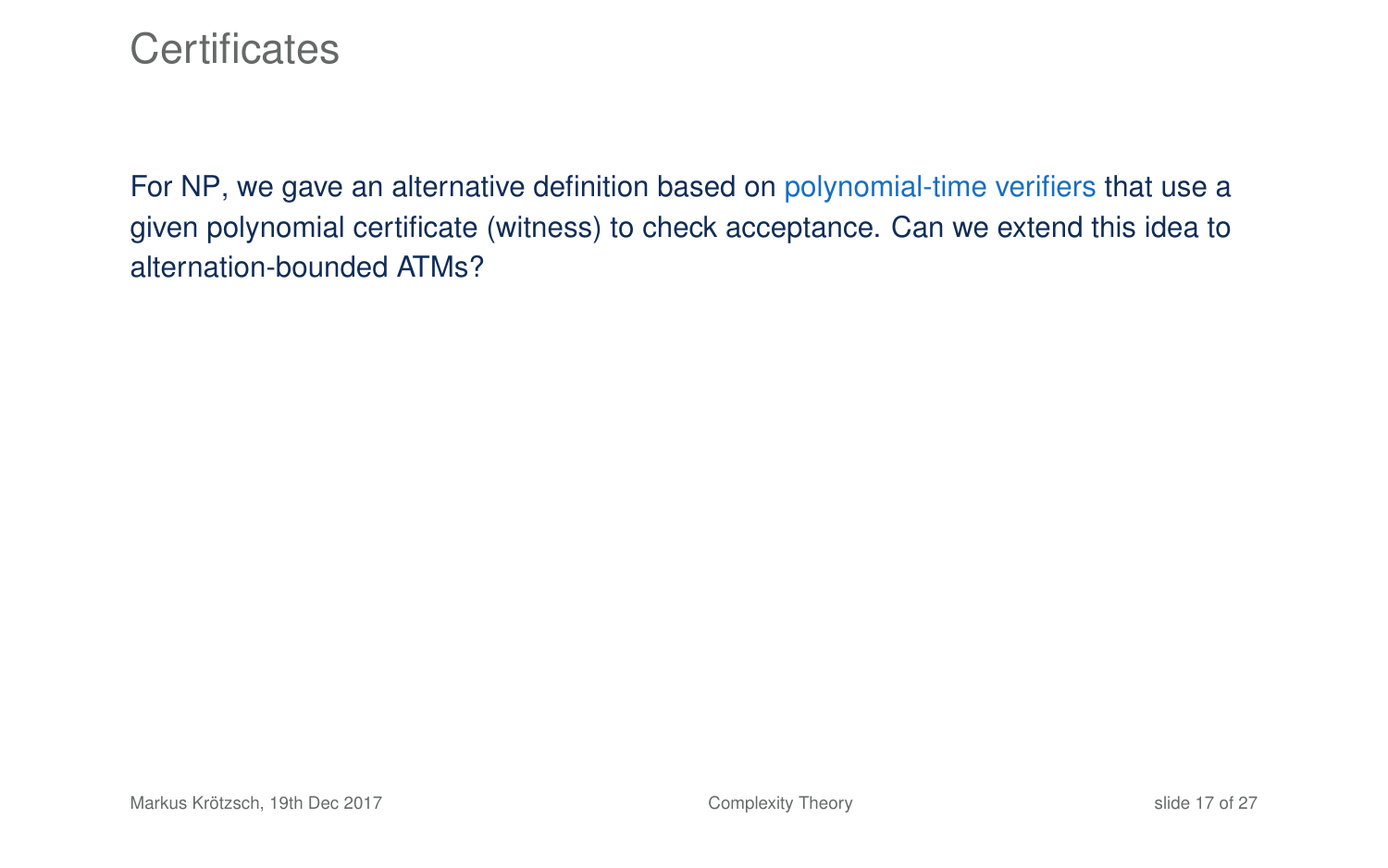# Certificates

For NP, we gave an alternative definition based on polynomial-time verifiers that use a given polynomial certificate (witness) to check acceptance. Can we extend this idea to alternation-bounded ATMs?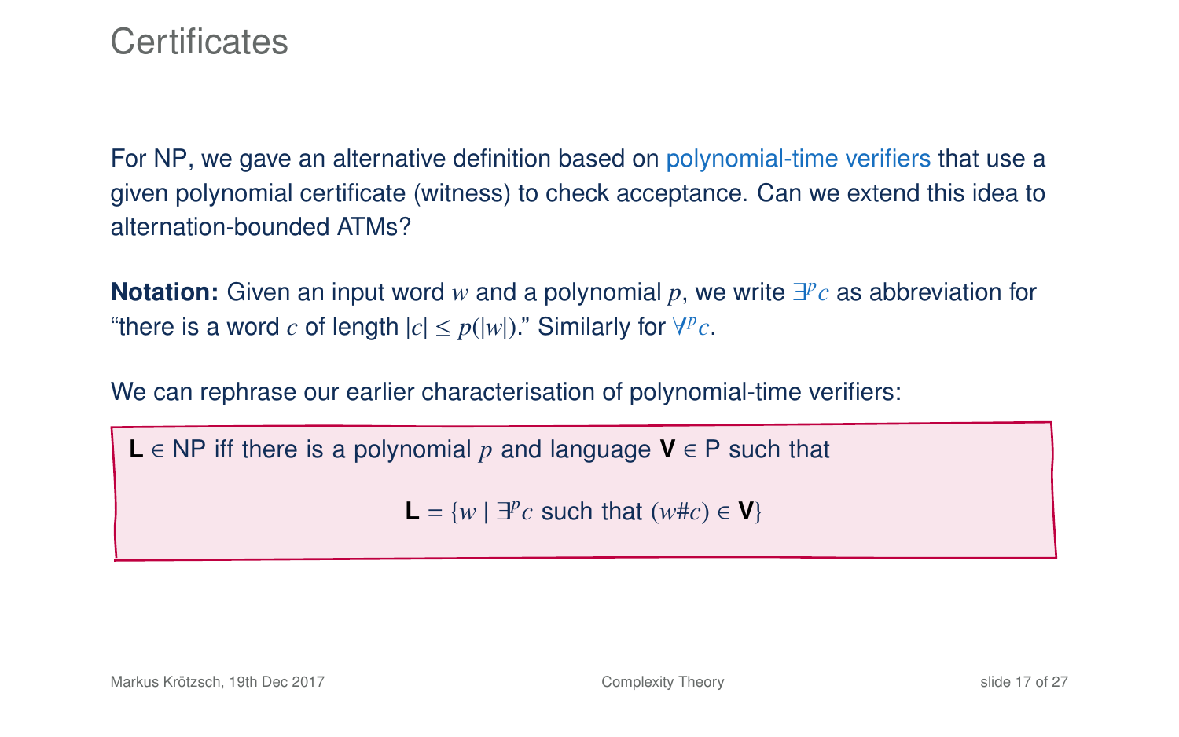# Certificates

For NP, we gave an alternative definition based on polynomial-time verifiers that use a given polynomial certificate (witness) to check acceptance. Can we extend this idea to alternation-bounded ATMs?

**Notation:** Given an input word $w$ and a polynomial $p$, we write $\exists^p c$ as abbreviation for "there is a word $c$ of length $|c| \leq p(|w|)$." Similarly for $\forall^p c$.

We can rephrase our earlier characterisation of polynomial-time verifiers:

> $\mathbf{L} \in$ NP iff there is a polynomial $p$ and language $\mathbf{V} \in$ P such that
>
> $$\mathbf{L} = \{w \mid \exists^p c \text{ such that } (w\#c) \in \mathbf{V}\}$$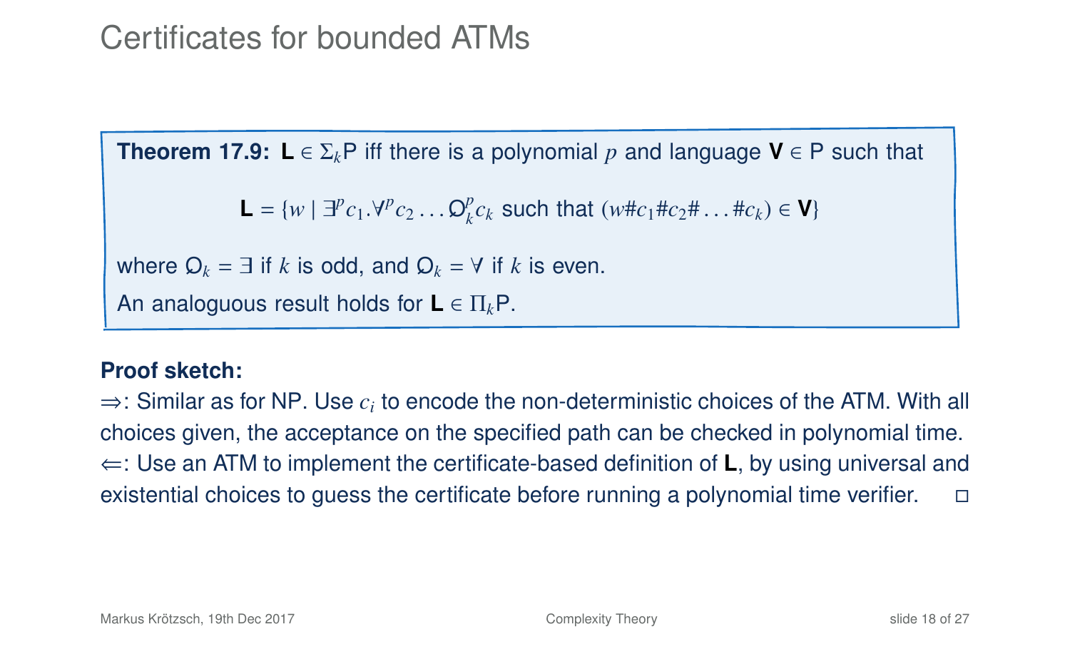# Certificates for bounded ATMs

**Theorem 17.9:** $\mathbf{L} \in \Sigma_k\mathrm{P}$ iff there is a polynomial $p$ and language $\mathbf{V} \in \mathrm{P}$ such that

$$\mathbf{L} = \{w \mid \exists^p c_1.\forall^p c_2 \ldots \mathsf{Q}_k^p c_k \text{ such that } (w\#c_1\#c_2\#\ldots\#c_k) \in \mathbf{V}\}$$

where $\mathsf{Q}_k = \exists$ if $k$ is odd, and $\mathsf{Q}_k = \forall$ if $k$ is even.

An analoguous result holds for $\mathbf{L} \in \Pi_k\mathrm{P}$.

**Proof sketch:**

$\Rightarrow$: Similar as for NP. Use $c_i$ to encode the non-deterministic choices of the ATM. With all choices given, the acceptance on the specified path can be checked in polynomial time.

$\Leftarrow$: Use an ATM to implement the certificate-based definition of $\mathbf{L}$, by using universal and existential choices to guess the certificate before running a polynomial time verifier. □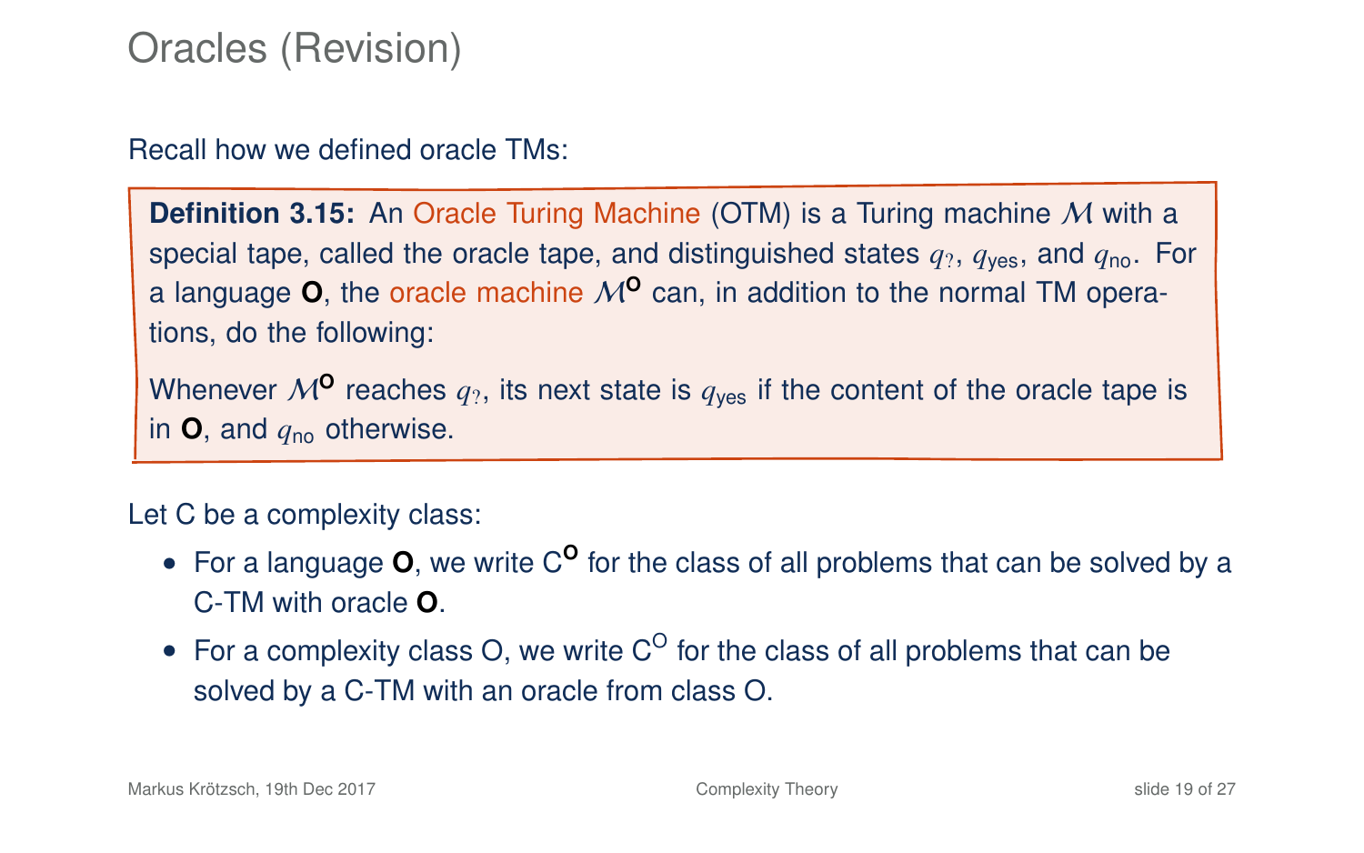# Oracles (Revision)

Recall how we defined oracle TMs:

> **Definition 3.15:** An Oracle Turing Machine (OTM) is a Turing machine $\mathcal{M}$ with a special tape, called the oracle tape, and distinguished states $q_?$, $q_{\text{yes}}$, and $q_{\text{no}}$. For a language **O**, the oracle machine $\mathcal{M}^{\mathbf{O}}$ can, in addition to the normal TM operations, do the following:
>
> Whenever $\mathcal{M}^{\mathbf{O}}$ reaches $q_?$, its next state is $q_{\text{yes}}$ if the content of the oracle tape is in **O**, and $q_{\text{no}}$ otherwise.

Let C be a complexity class:

- For a language **O**, we write $\mathrm{C}^{\mathbf{O}}$ for the class of all problems that can be solved by a C-TM with oracle **O**.
- For a complexity class O, we write $\mathrm{C}^{\mathrm{O}}$ for the class of all problems that can be solved by a C-TM with an oracle from class O.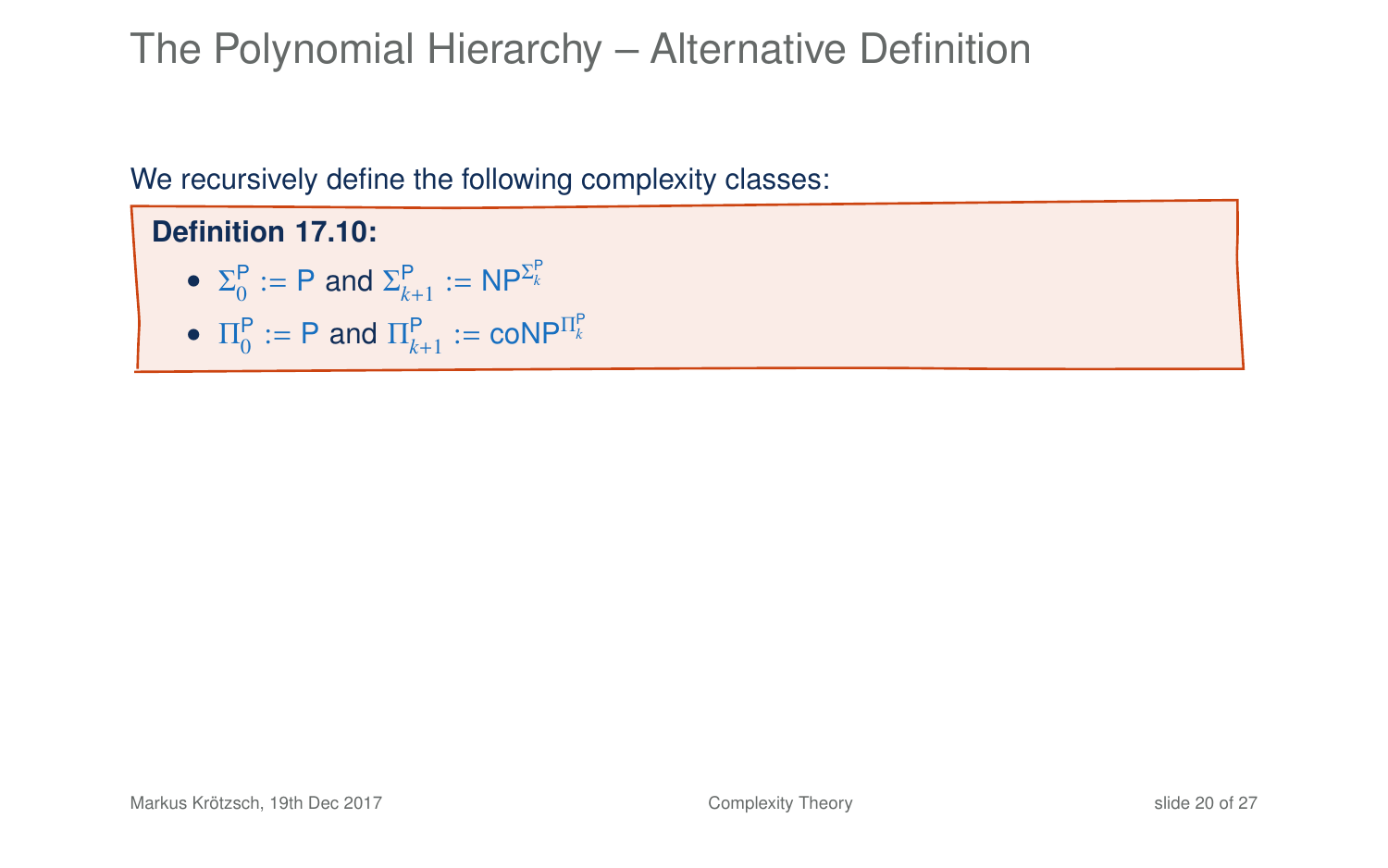# The Polynomial Hierarchy – Alternative Definition

We recursively define the following complexity classes:

**Definition 17.10:**

- $\Sigma_0^{\mathsf{P}} := \mathsf{P}$ and $\Sigma_{k+1}^{\mathsf{P}} := \mathsf{NP}^{\Sigma_k^{\mathsf{P}}}$
- $\Pi_0^{\mathsf{P}} := \mathsf{P}$ and $\Pi_{k+1}^{\mathsf{P}} := \mathsf{coNP}^{\Pi_k^{\mathsf{P}}}$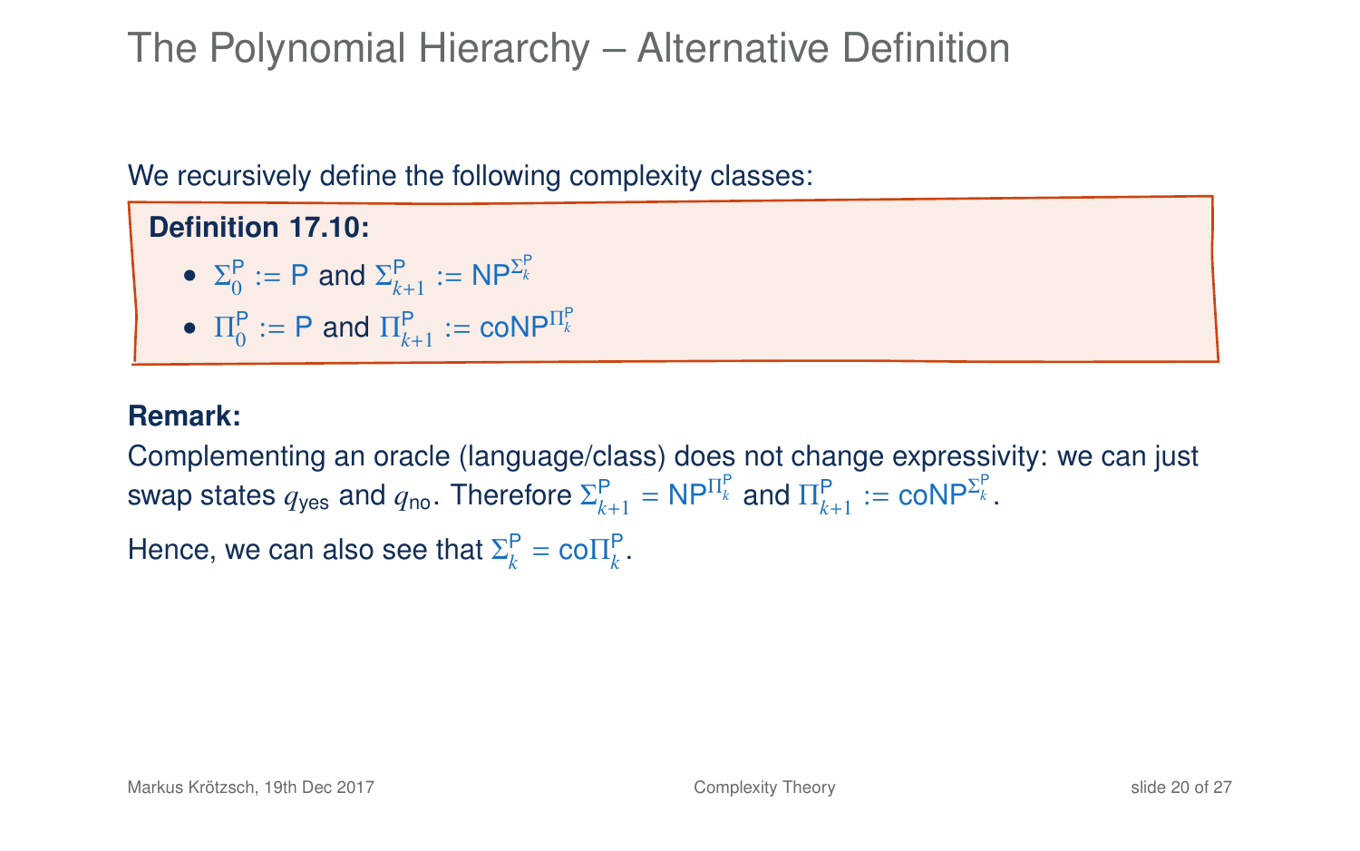# The Polynomial Hierarchy – Alternative Definition

We recursively define the following complexity classes:

**Definition 17.10:**

- $\Sigma_0^{\mathsf{P}} := \mathsf{P}$ and $\Sigma_{k+1}^{\mathsf{P}} := \mathsf{NP}^{\Sigma_k^{\mathsf{P}}}$
- $\Pi_0^{\mathsf{P}} := \mathsf{P}$ and $\Pi_{k+1}^{\mathsf{P}} := \mathsf{coNP}^{\Pi_k^{\mathsf{P}}}$

**Remark:**

Complementing an oracle (language/class) does not change expressivity: we can just swap states $q_{\mathsf{yes}}$ and $q_{\mathsf{no}}$. Therefore $\Sigma_{k+1}^{\mathsf{P}} = \mathsf{NP}^{\Pi_k^{\mathsf{P}}}$ and $\Pi_{k+1}^{\mathsf{P}} := \mathsf{coNP}^{\Sigma_k^{\mathsf{P}}}$.

Hence, we can also see that $\Sigma_k^{\mathsf{P}} = \mathsf{co}\Pi_k^{\mathsf{P}}$.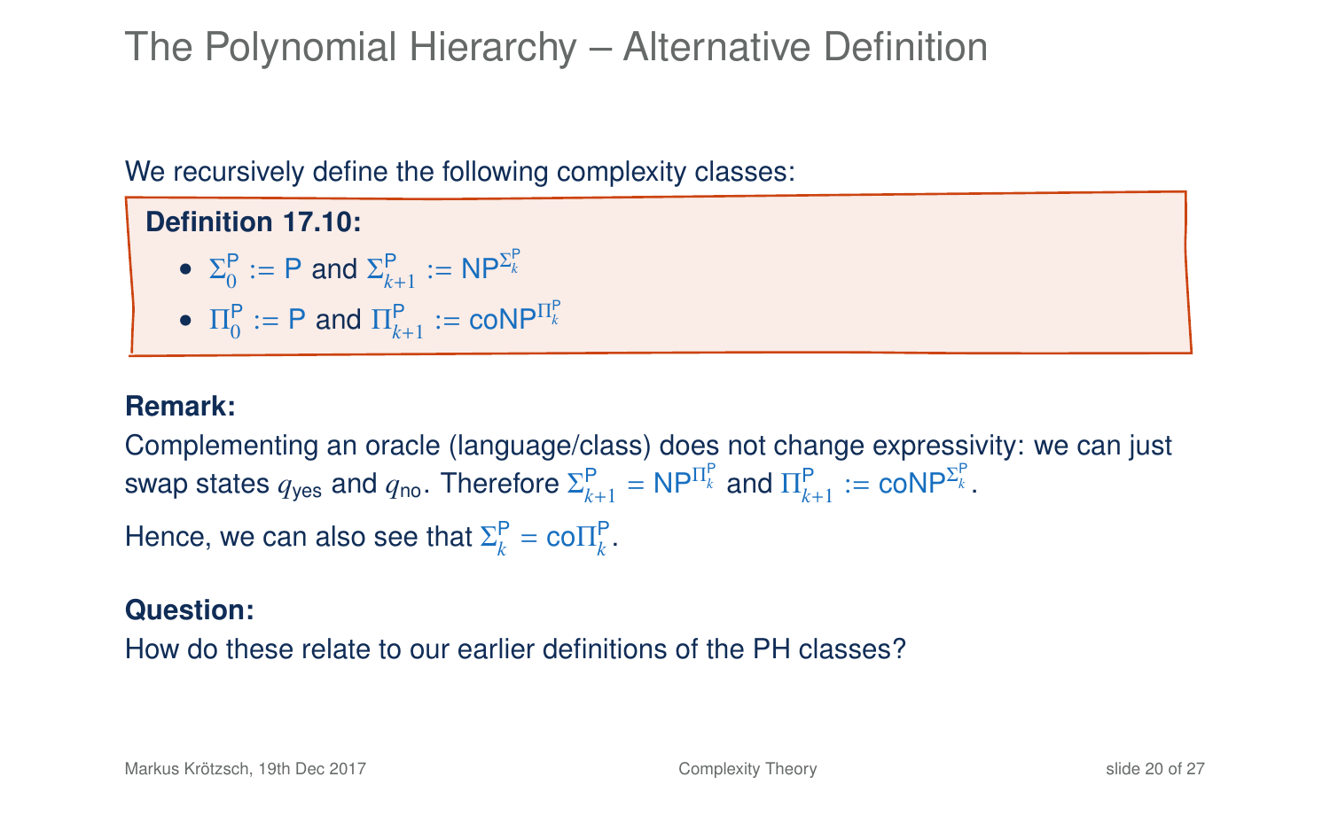# The Polynomial Hierarchy – Alternative Definition

We recursively define the following complexity classes:

**Definition 17.10:**

- $\Sigma_0^{\mathsf{P}} := \mathsf{P}$ and $\Sigma_{k+1}^{\mathsf{P}} := \mathsf{NP}^{\Sigma_k^{\mathsf{P}}}$
- $\Pi_0^{\mathsf{P}} := \mathsf{P}$ and $\Pi_{k+1}^{\mathsf{P}} := \mathsf{coNP}^{\Pi_k^{\mathsf{P}}}$

**Remark:**
Complementing an oracle (language/class) does not change expressivity: we can just swap states $q_{\mathsf{yes}}$ and $q_{\mathsf{no}}$. Therefore $\Sigma_{k+1}^{\mathsf{P}} = \mathsf{NP}^{\Pi_k^{\mathsf{P}}}$ and $\Pi_{k+1}^{\mathsf{P}} := \mathsf{coNP}^{\Sigma_k^{\mathsf{P}}}$.

Hence, we can also see that $\Sigma_k^{\mathsf{P}} = \mathsf{co}\Pi_k^{\mathsf{P}}$.

**Question:**
How do these relate to our earlier definitions of the PH classes?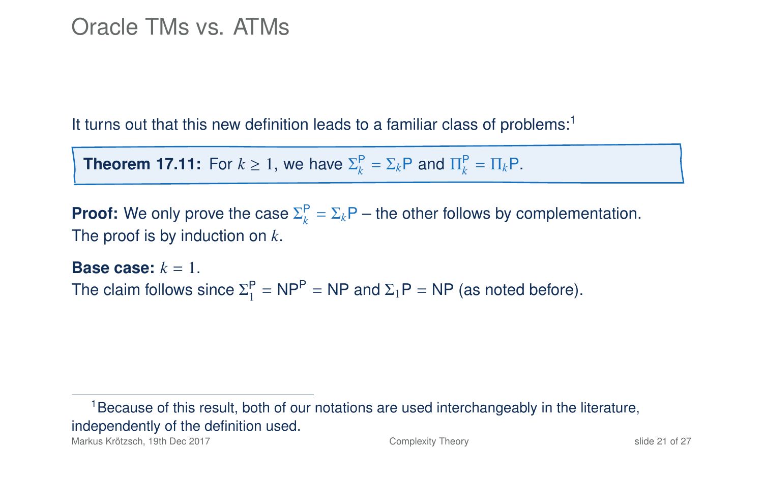# Oracle TMs vs. ATMs

It turns out that this new definition leads to a familiar class of problems:[1]

**Theorem 17.11:** For $k \geq 1$, we have $\Sigma_k^{\mathsf{P}} = \Sigma_k\mathsf{P}$ and $\Pi_k^{\mathsf{P}} = \Pi_k\mathsf{P}$.

**Proof:** We only prove the case $\Sigma_k^{\mathsf{P}} = \Sigma_k\mathsf{P}$ – the other follows by complementation. The proof is by induction on $k$.

**Base case:** $k = 1$.
The claim follows since $\Sigma_1^{\mathsf{P}} = \mathsf{NP}^{\mathsf{P}} = \mathsf{NP}$ and $\Sigma_1\mathsf{P} = \mathsf{NP}$ (as noted before).

[1] Because of this result, both of our notations are used interchangeably in the literature, independently of the definition used.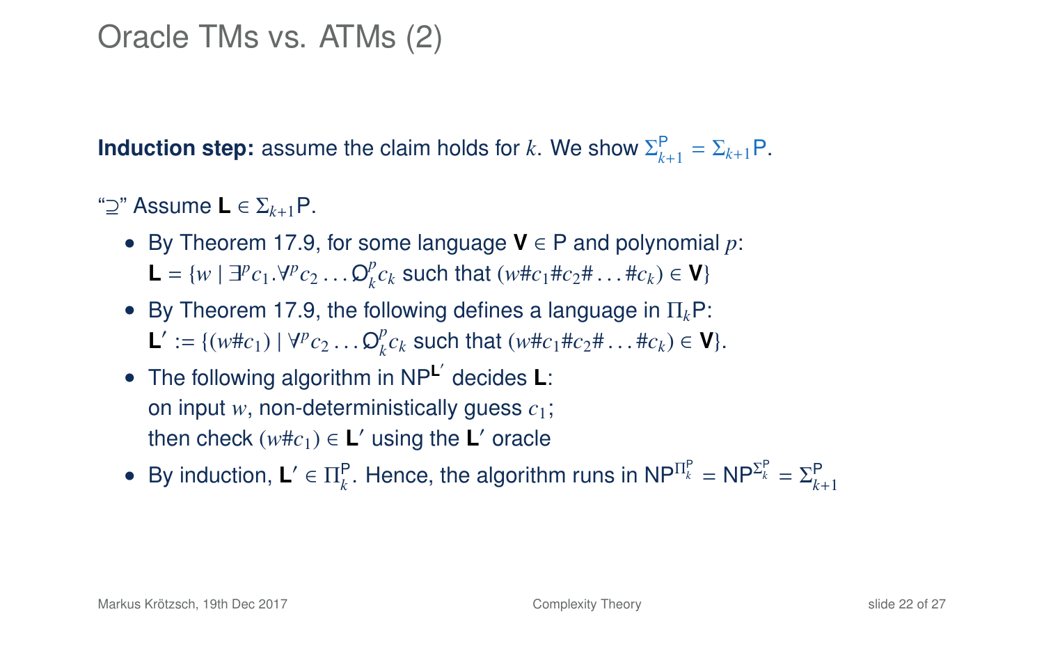# Oracle TMs vs. ATMs (2)

**Induction step:** assume the claim holds for $k$. We show $\Sigma^{\mathsf{P}}_{k+1} = \Sigma_{k+1}\mathsf{P}$.

"$\supseteq$" Assume $\mathbf{L} \in \Sigma_{k+1}\mathsf{P}$.

- By Theorem 17.9, for some language $\mathbf{V} \in \mathsf{P}$ and polynomial $p$: $\mathbf{L} = \{w \mid \exists^p c_1.\forall^p c_2 \ldots \mathsf{Q}^p_k c_k \text{ such that } (w\#c_1\#c_2\#\ldots\#c_k) \in \mathbf{V}\}$
- By Theorem 17.9, the following defines a language in $\Pi_k\mathsf{P}$: $\mathbf{L}' := \{(w\#c_1) \mid \forall^p c_2 \ldots \mathsf{Q}^p_k c_k \text{ such that } (w\#c_1\#c_2\#\ldots\#c_k) \in \mathbf{V}\}$.
- The following algorithm in $\mathsf{NP}^{\mathbf{L}'}$ decides $\mathbf{L}$: on input $w$, non-deterministically guess $c_1$; then check $(w\#c_1) \in \mathbf{L}'$ using the $\mathbf{L}'$ oracle
- By induction, $\mathbf{L}' \in \Pi^{\mathsf{P}}_k$. Hence, the algorithm runs in $\mathsf{NP}^{\Pi^{\mathsf{P}}_k} = \mathsf{NP}^{\Sigma^{\mathsf{P}}_k} = \Sigma^{\mathsf{P}}_{k+1}$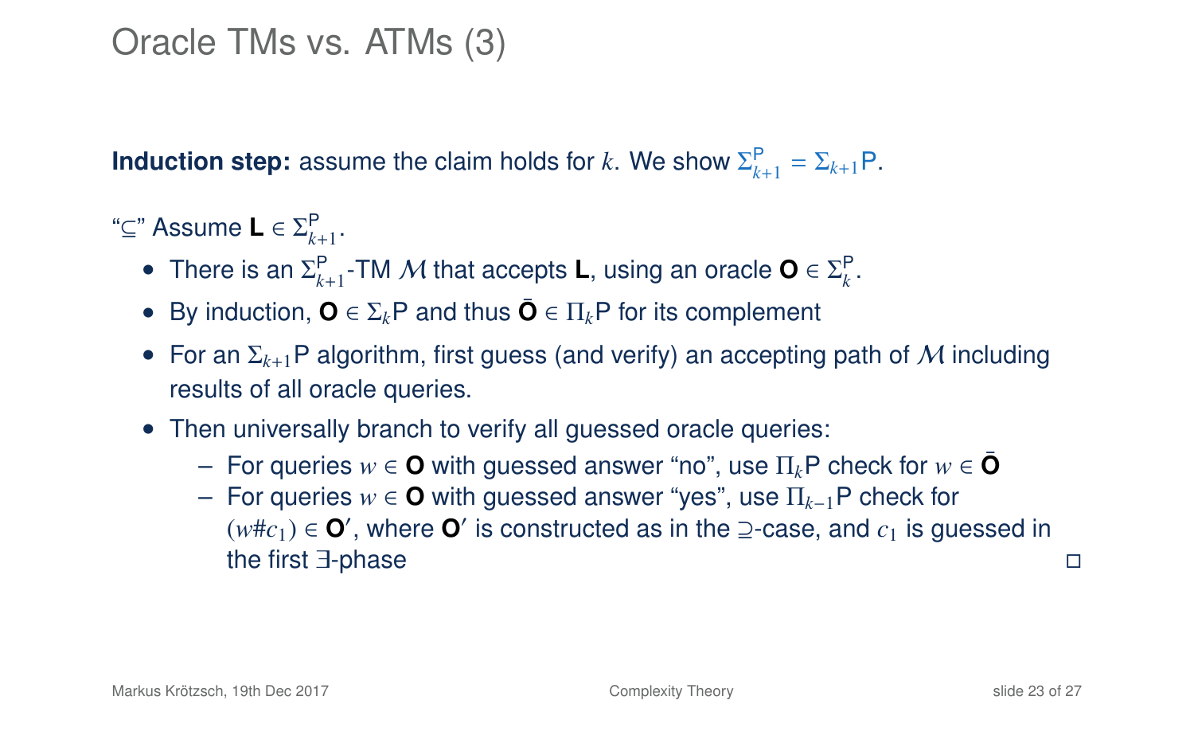# Oracle TMs vs. ATMs (3)

**Induction step:** assume the claim holds for $k$. We show $\Sigma^{\mathsf{P}}_{k+1} = \Sigma_{k+1}\mathsf{P}$.

"$\subseteq$" Assume $\mathbf{L} \in \Sigma^{\mathsf{P}}_{k+1}$.

- There is an $\Sigma^{\mathsf{P}}_{k+1}$-TM $\mathcal{M}$ that accepts $\mathbf{L}$, using an oracle $\mathbf{O} \in \Sigma^{\mathsf{P}}_{k}$.
- By induction, $\mathbf{O} \in \Sigma_k\mathsf{P}$ and thus $\bar{\mathbf{O}} \in \Pi_k\mathsf{P}$ for its complement
- For an $\Sigma_{k+1}\mathsf{P}$ algorithm, first guess (and verify) an accepting path of $\mathcal{M}$ including results of all oracle queries.
- Then universally branch to verify all guessed oracle queries:
  - For queries $w \in \mathbf{O}$ with guessed answer "no", use $\Pi_k\mathsf{P}$ check for $w \in \bar{\mathbf{O}}$
  - For queries $w \in \mathbf{O}$ with guessed answer "yes", use $\Pi_{k-1}\mathsf{P}$ check for $(w\#c_1) \in \mathbf{O}'$, where $\mathbf{O}'$ is constructed as in the $\supseteq$-case, and $c_1$ is guessed in the first $\exists$-phase $\square$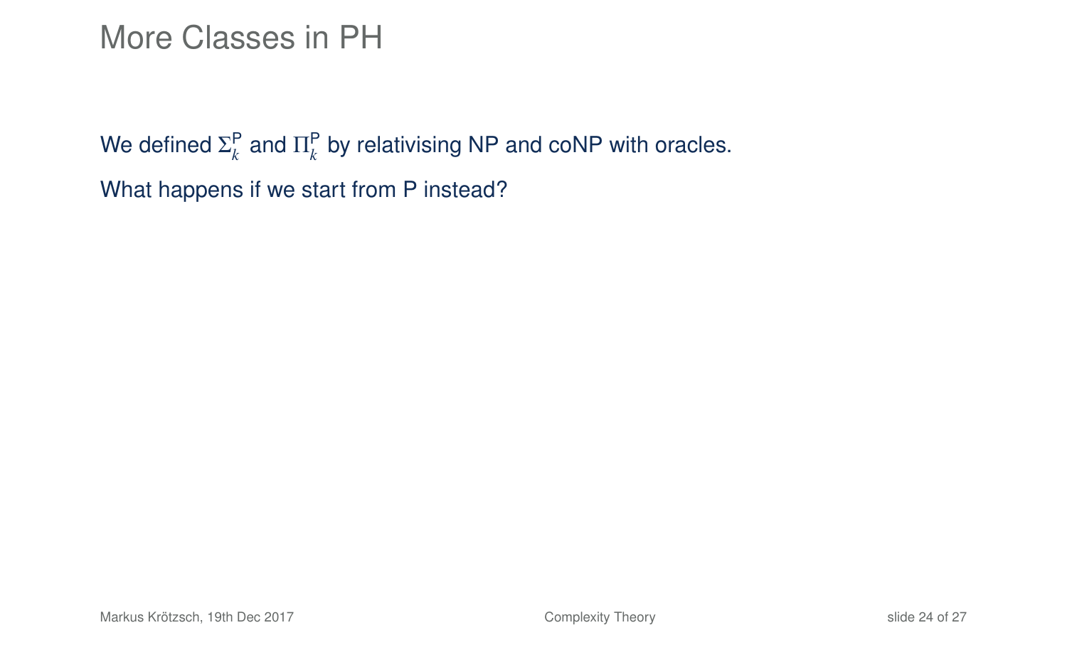# More Classes in PH

We defined $\Sigma_k^{\mathsf{P}}$ and $\Pi_k^{\mathsf{P}}$ by relativising NP and coNP with oracles.

What happens if we start from P instead?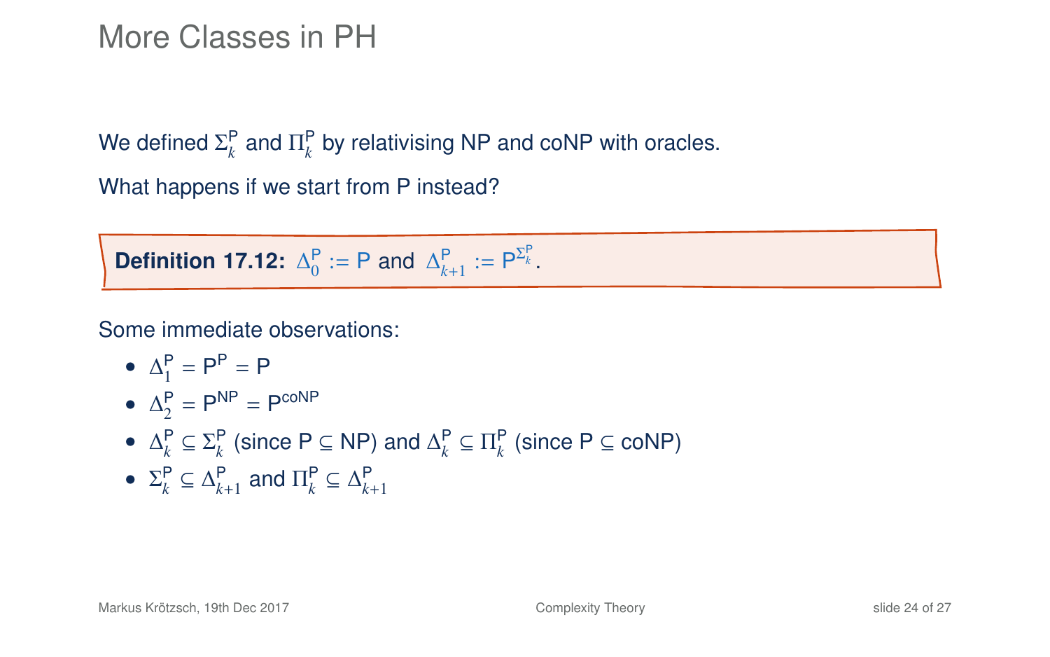# More Classes in PH

We defined $\Sigma_k^{\mathsf{P}}$ and $\Pi_k^{\mathsf{P}}$ by relativising NP and coNP with oracles.

What happens if we start from P instead?

**Definition 17.12:** $\Delta_0^{\mathsf{P}} := \mathsf{P}$ and $\Delta_{k+1}^{\mathsf{P}} := \mathsf{P}^{\Sigma_k^{\mathsf{P}}}$.

Some immediate observations:

- $\Delta_1^{\mathsf{P}} = \mathsf{P}^{\mathsf{P}} = \mathsf{P}$
- $\Delta_2^{\mathsf{P}} = \mathsf{P}^{\mathsf{NP}} = \mathsf{P}^{\mathsf{coNP}}$
- $\Delta_k^{\mathsf{P}} \subseteq \Sigma_k^{\mathsf{P}}$ (since $\mathsf{P} \subseteq \mathsf{NP}$) and $\Delta_k^{\mathsf{P}} \subseteq \Pi_k^{\mathsf{P}}$ (since $\mathsf{P} \subseteq \mathsf{coNP}$)
- $\Sigma_k^{\mathsf{P}} \subseteq \Delta_{k+1}^{\mathsf{P}}$ and $\Pi_k^{\mathsf{P}} \subseteq \Delta_{k+1}^{\mathsf{P}}$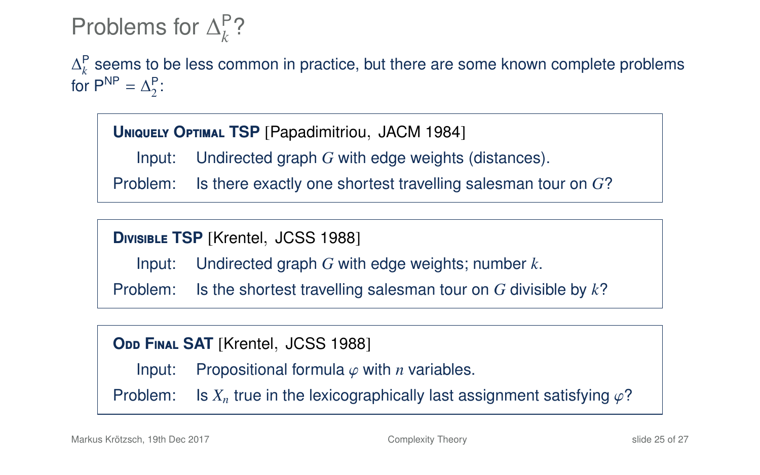# Problems for $\Delta_k^{\mathsf{P}}$?

$\Delta_k^{\mathsf{P}}$ seems to be less common in practice, but there are some known complete problems for $\mathsf{P}^{\mathsf{NP}} = \Delta_2^{\mathsf{P}}$:

**Uniquely Optimal TSP** [Papadimitriou, JACM 1984]

Input: Undirected graph $G$ with edge weights (distances).

Problem: Is there exactly one shortest travelling salesman tour on $G$?

**Divisible TSP** [Krentel, JCSS 1988]

Input: Undirected graph $G$ with edge weights; number $k$.

Problem: Is the shortest travelling salesman tour on $G$ divisible by $k$?

**Odd Final SAT** [Krentel, JCSS 1988]

Input: Propositional formula $\varphi$ with $n$ variables.

Problem: Is $X_n$ true in the lexicographically last assignment satisfying $\varphi$?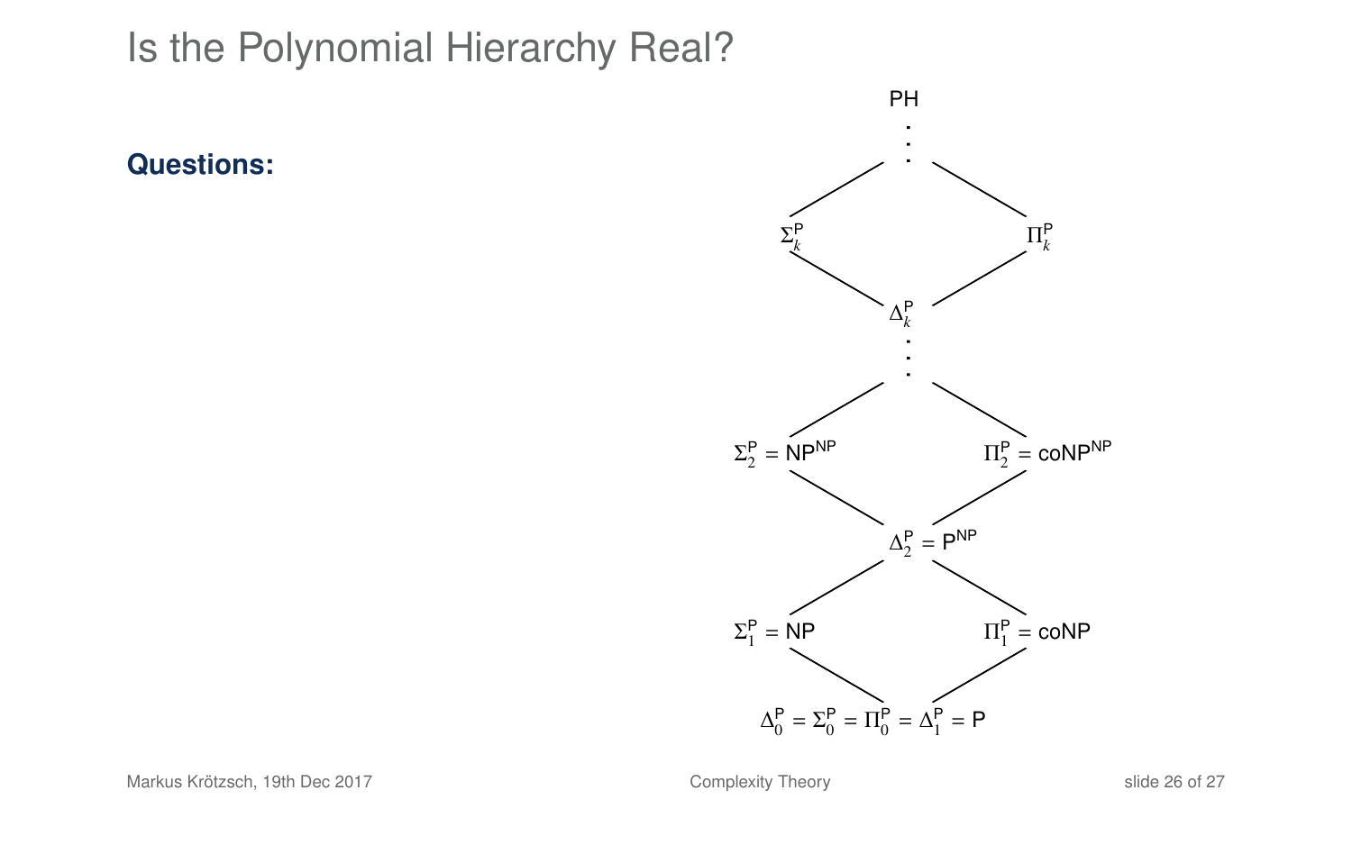# Is the Polynomial Hierarchy Real?

**Questions:**

PH

$\Sigma_k^{\mathsf{P}}$ $\Pi_k^{\mathsf{P}}$

$\Delta_k^{\mathsf{P}}$

$\Sigma_2^{\mathsf{P}} = \mathsf{NP}^{\mathsf{NP}}$ $\Pi_2^{\mathsf{P}} = \mathsf{coNP}^{\mathsf{NP}}$

$\Delta_2^{\mathsf{P}} = \mathsf{P}^{\mathsf{NP}}$

$\Sigma_1^{\mathsf{P}} = \mathsf{NP}$ $\Pi_1^{\mathsf{P}} = \mathsf{coNP}$

$\Delta_0^{\mathsf{P}} = \Sigma_0^{\mathsf{P}} = \Pi_0^{\mathsf{P}} = \Delta_1^{\mathsf{P}} = \mathsf{P}$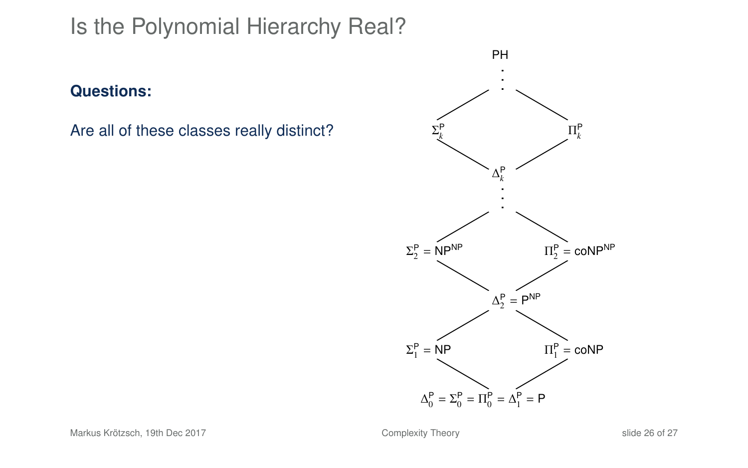# Is the Polynomial Hierarchy Real?

**Questions:**

Are all of these classes really distinct?

PH

$\Sigma_k^{\mathsf{P}}$ $\Pi_k^{\mathsf{P}}$

$\Delta_k^{\mathsf{P}}$

$\Sigma_2^{\mathsf{P}} = \mathsf{NP}^{\mathsf{NP}}$ $\Pi_2^{\mathsf{P}} = \mathsf{coNP}^{\mathsf{NP}}$

$\Delta_2^{\mathsf{P}} = \mathsf{P}^{\mathsf{NP}}$

$\Sigma_1^{\mathsf{P}} = \mathsf{NP}$ $\Pi_1^{\mathsf{P}} = \mathsf{coNP}$

$\Delta_0^{\mathsf{P}} = \Sigma_0^{\mathsf{P}} = \Pi_0^{\mathsf{P}} = \Delta_1^{\mathsf{P}} = \mathsf{P}$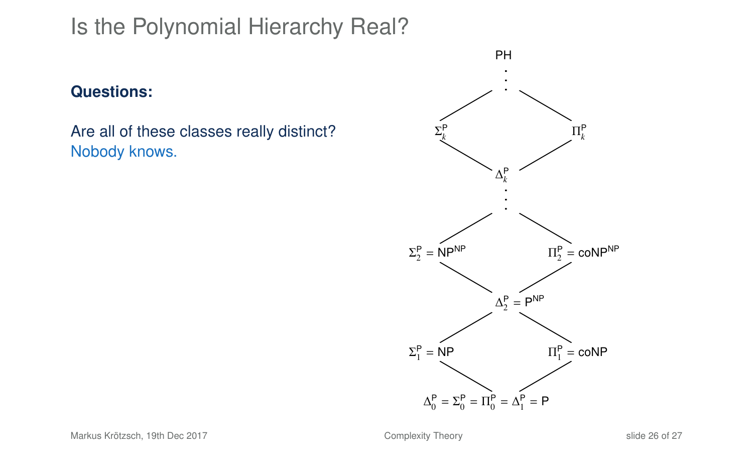# Is the Polynomial Hierarchy Real?

**Questions:**

Are all of these classes really distinct?
Nobody knows.

PH

$\Sigma_k^{\mathsf{P}}$ $\Pi_k^{\mathsf{P}}$

$\Delta_k^{\mathsf{P}}$

$\Sigma_2^{\mathsf{P}} = \mathsf{NP}^{\mathsf{NP}}$ $\Pi_2^{\mathsf{P}} = \mathsf{coNP}^{\mathsf{NP}}$

$\Delta_2^{\mathsf{P}} = \mathsf{P}^{\mathsf{NP}}$

$\Sigma_1^{\mathsf{P}} = \mathsf{NP}$ $\Pi_1^{\mathsf{P}} = \mathsf{coNP}$

$\Delta_0^{\mathsf{P}} = \Sigma_0^{\mathsf{P}} = \Pi_0^{\mathsf{P}} = \Delta_1^{\mathsf{P}} = \mathsf{P}$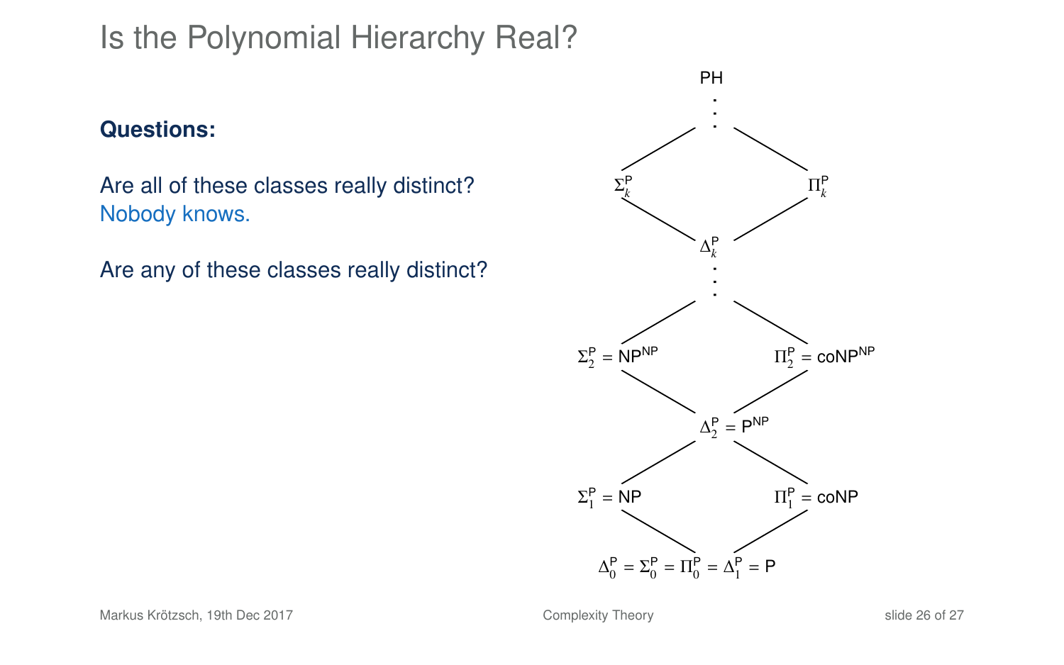# Is the Polynomial Hierarchy Real?

**Questions:**

Are all of these classes really distinct?
Nobody knows.

Are any of these classes really distinct?

PH

$\Sigma_k^{\mathsf{P}}$ $\Pi_k^{\mathsf{P}}$

$\Delta_k^{\mathsf{P}}$

$\Sigma_2^{\mathsf{P}} = \mathsf{NP}^{\mathsf{NP}}$ $\Pi_2^{\mathsf{P}} = \mathsf{coNP}^{\mathsf{NP}}$

$\Delta_2^{\mathsf{P}} = \mathsf{P}^{\mathsf{NP}}$

$\Sigma_1^{\mathsf{P}} = \mathsf{NP}$ $\Pi_1^{\mathsf{P}} = \mathsf{coNP}$

$\Delta_0^{\mathsf{P}} = \Sigma_0^{\mathsf{P}} = \Pi_0^{\mathsf{P}} = \Delta_1^{\mathsf{P}} = \mathsf{P}$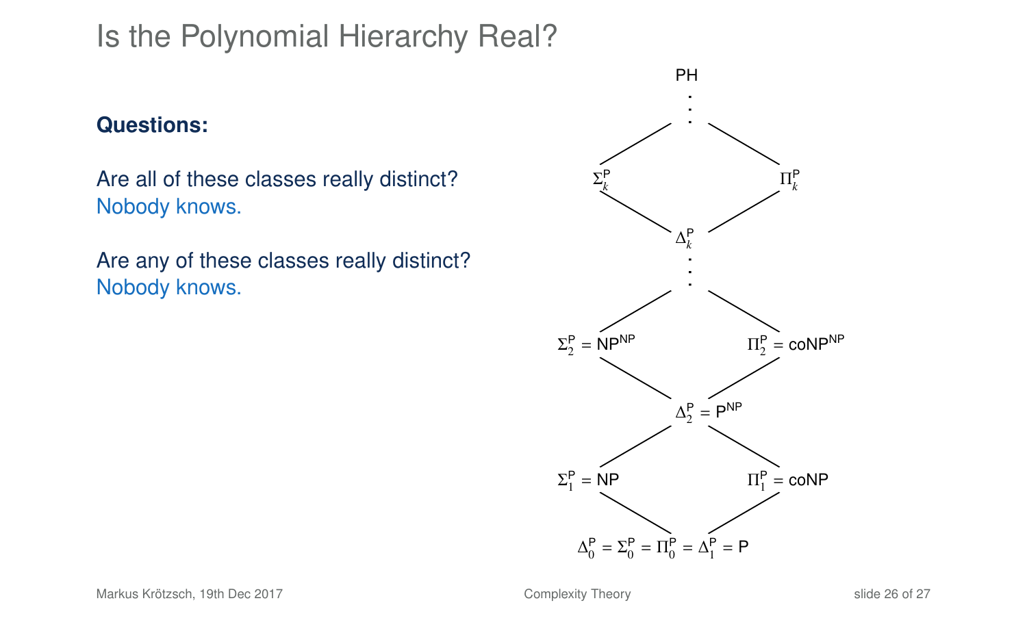# Is the Polynomial Hierarchy Real?

**Questions:**

Are all of these classes really distinct?
Nobody knows.

Are any of these classes really distinct?
Nobody knows.

PH

$\vdots$

$\Sigma_k^{\mathsf{P}}$ $\qquad$ $\Pi_k^{\mathsf{P}}$

$\Delta_k^{\mathsf{P}}$

$\vdots$

$\Sigma_2^{\mathsf{P}} = \mathsf{NP}^{\mathsf{NP}}$ $\qquad$ $\Pi_2^{\mathsf{P}} = \mathsf{coNP}^{\mathsf{NP}}$

$\Delta_2^{\mathsf{P}} = \mathsf{P}^{\mathsf{NP}}$

$\Sigma_1^{\mathsf{P}} = \mathsf{NP}$ $\qquad$ $\Pi_1^{\mathsf{P}} = \mathsf{coNP}$

$\Delta_0^{\mathsf{P}} = \Sigma_0^{\mathsf{P}} = \Pi_0^{\mathsf{P}} = \Delta_1^{\mathsf{P}} = \mathsf{P}$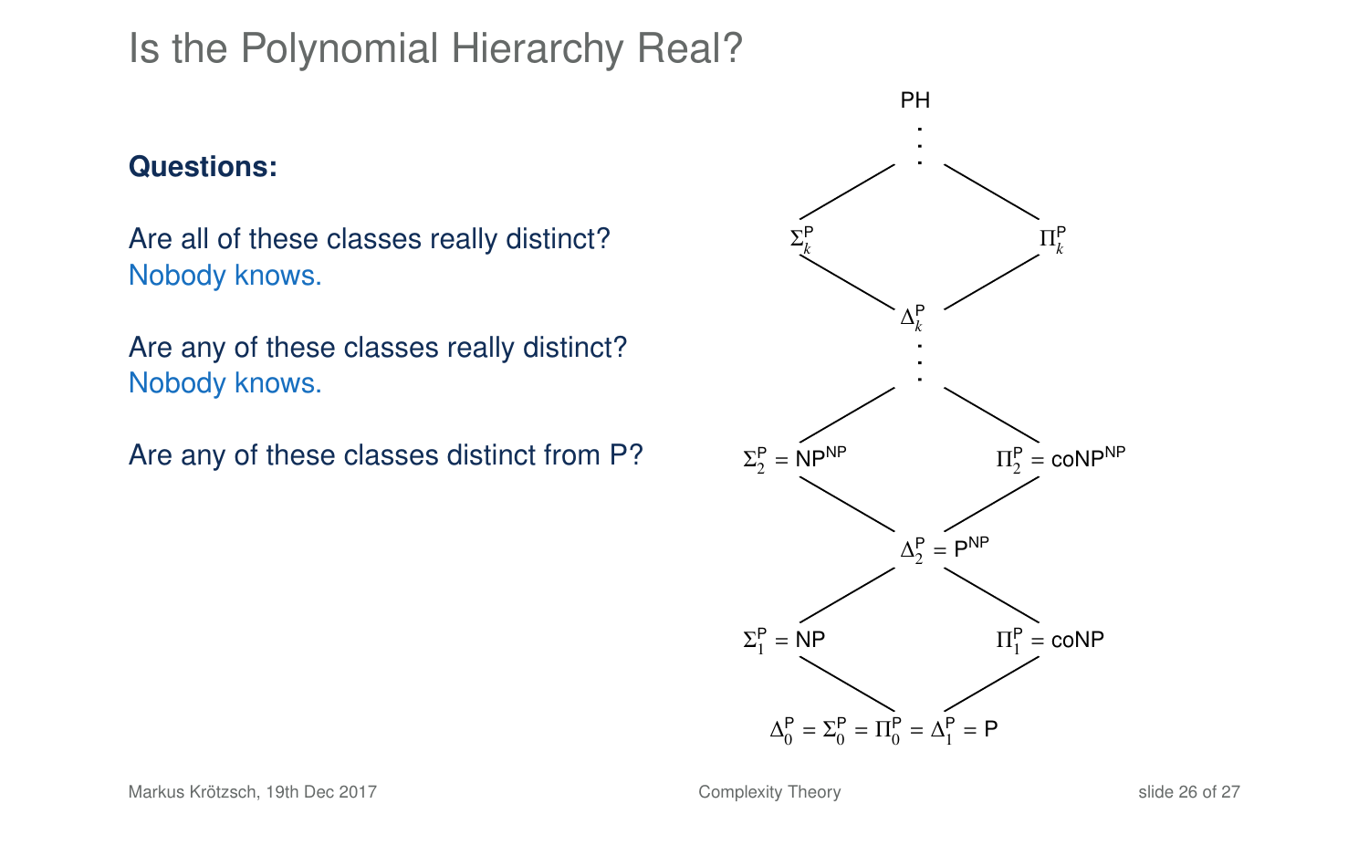# Is the Polynomial Hierarchy Real?

**Questions:**

Are all of these classes really distinct?
Nobody knows.

Are any of these classes really distinct?
Nobody knows.

Are any of these classes distinct from P?

PH

$\Sigma_k^P$ $\Pi_k^P$

$\Delta_k^P$

$\Sigma_2^P = NP^{NP}$ $\Pi_2^P = coNP^{NP}$

$\Delta_2^P = P^{NP}$

$\Sigma_1^P = NP$ $\Pi_1^P = coNP$

$\Delta_0^P = \Sigma_0^P = \Pi_0^P = \Delta_1^P = P$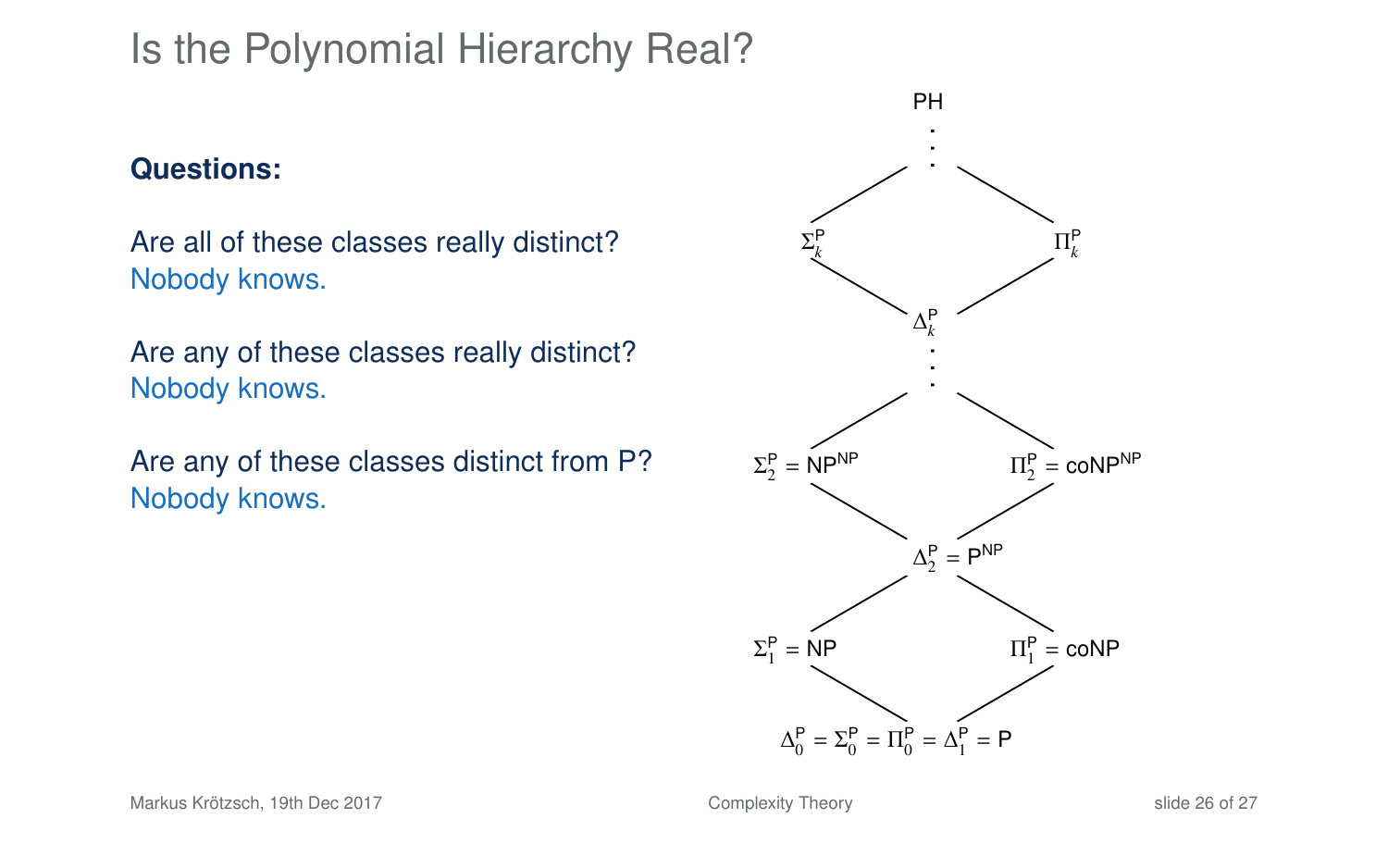# Is the Polynomial Hierarchy Real?

**Questions:**

Are all of these classes really distinct?
Nobody knows.

Are any of these classes really distinct?
Nobody knows.

Are any of these classes distinct from P?
Nobody knows.

PH

$\Sigma_k^{\mathsf{P}}$ $\Pi_k^{\mathsf{P}}$

$\Delta_k^{\mathsf{P}}$

$\Sigma_2^{\mathsf{P}} = \mathsf{NP}^{\mathsf{NP}}$ $\Pi_2^{\mathsf{P}} = \mathsf{coNP}^{\mathsf{NP}}$

$\Delta_2^{\mathsf{P}} = \mathsf{P}^{\mathsf{NP}}$

$\Sigma_1^{\mathsf{P}} = \mathsf{NP}$ $\Pi_1^{\mathsf{P}} = \mathsf{coNP}$

$\Delta_0^{\mathsf{P}} = \Sigma_0^{\mathsf{P}} = \Pi_0^{\mathsf{P}} = \Delta_1^{\mathsf{P}} = \mathsf{P}$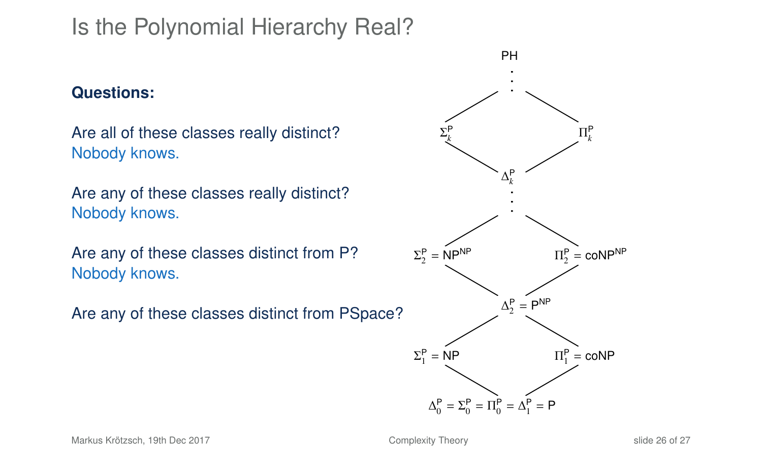# Is the Polynomial Hierarchy Real?

**Questions:**

Are all of these classes really distinct?
Nobody knows.

Are any of these classes really distinct?
Nobody knows.

Are any of these classes distinct from P?
Nobody knows.

Are any of these classes distinct from PSpace?

PH

$\Sigma_k^{\mathsf{P}}$ $\qquad$ $\Pi_k^{\mathsf{P}}$

$\Delta_k^{\mathsf{P}}$

$\Sigma_2^{\mathsf{P}} = \mathsf{NP}^{\mathsf{NP}}$ $\qquad$ $\Pi_2^{\mathsf{P}} = \mathsf{coNP}^{\mathsf{NP}}$

$\Delta_2^{\mathsf{P}} = \mathsf{P}^{\mathsf{NP}}$

$\Sigma_1^{\mathsf{P}} = \mathsf{NP}$ $\qquad$ $\Pi_1^{\mathsf{P}} = \mathsf{coNP}$

$\Delta_0^{\mathsf{P}} = \Sigma_0^{\mathsf{P}} = \Pi_0^{\mathsf{P}} = \Delta_1^{\mathsf{P}} = \mathsf{P}$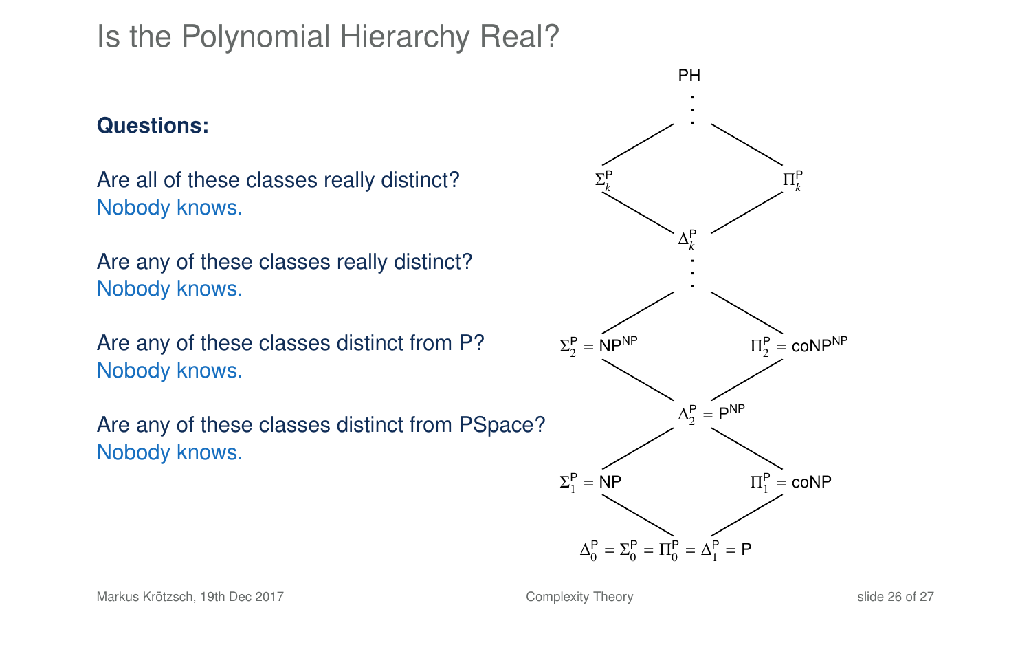# Is the Polynomial Hierarchy Real?

**Questions:**

Are all of these classes really distinct?
Nobody knows.

Are any of these classes really distinct?
Nobody knows.

Are any of these classes distinct from P?
Nobody knows.

Are any of these classes distinct from PSpace?
Nobody knows.

PH

⋮

$\Sigma_k^{\mathsf{P}}$ $\Pi_k^{\mathsf{P}}$

$\Delta_k^{\mathsf{P}}$

⋮

$\Sigma_2^{\mathsf{P}} = \mathsf{NP}^{\mathsf{NP}}$ $\Pi_2^{\mathsf{P}} = \mathsf{coNP}^{\mathsf{NP}}$

$\Delta_2^{\mathsf{P}} = \mathsf{P}^{\mathsf{NP}}$

$\Sigma_1^{\mathsf{P}} = \mathsf{NP}$ $\Pi_1^{\mathsf{P}} = \mathsf{coNP}$

$\Delta_0^{\mathsf{P}} = \Sigma_0^{\mathsf{P}} = \Pi_0^{\mathsf{P}} = \Delta_1^{\mathsf{P}} = \mathsf{P}$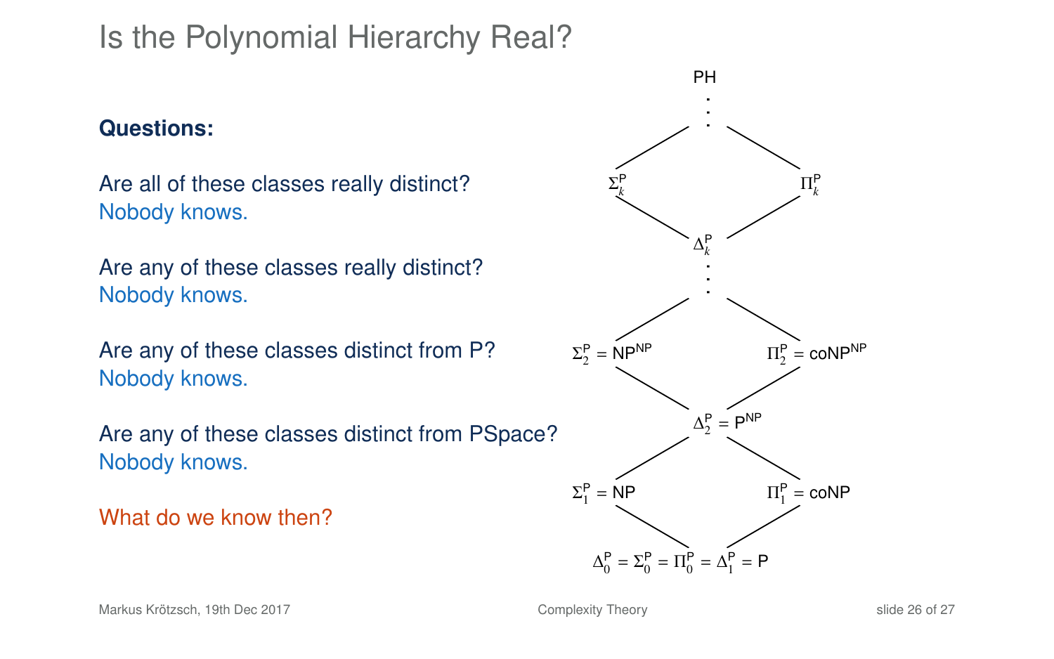# Is the Polynomial Hierarchy Real?

**Questions:**

Are all of these classes really distinct?
Nobody knows.

Are any of these classes really distinct?
Nobody knows.

Are any of these classes distinct from P?
Nobody knows.

Are any of these classes distinct from PSpace?
Nobody knows.

What do we know then?

PH

$\Sigma_k^{\mathsf{P}}$ $\quad$ $\Pi_k^{\mathsf{P}}$

$\Delta_k^{\mathsf{P}}$

$\Sigma_2^{\mathsf{P}} = \mathsf{NP}^{\mathsf{NP}}$ $\quad$ $\Pi_2^{\mathsf{P}} = \mathsf{coNP}^{\mathsf{NP}}$

$\Delta_2^{\mathsf{P}} = \mathsf{P}^{\mathsf{NP}}$

$\Sigma_1^{\mathsf{P}} = \mathsf{NP}$ $\quad$ $\Pi_1^{\mathsf{P}} = \mathsf{coNP}$

$\Delta_0^{\mathsf{P}} = \Sigma_0^{\mathsf{P}} = \Pi_0^{\mathsf{P}} = \Delta_1^{\mathsf{P}} = \mathsf{P}$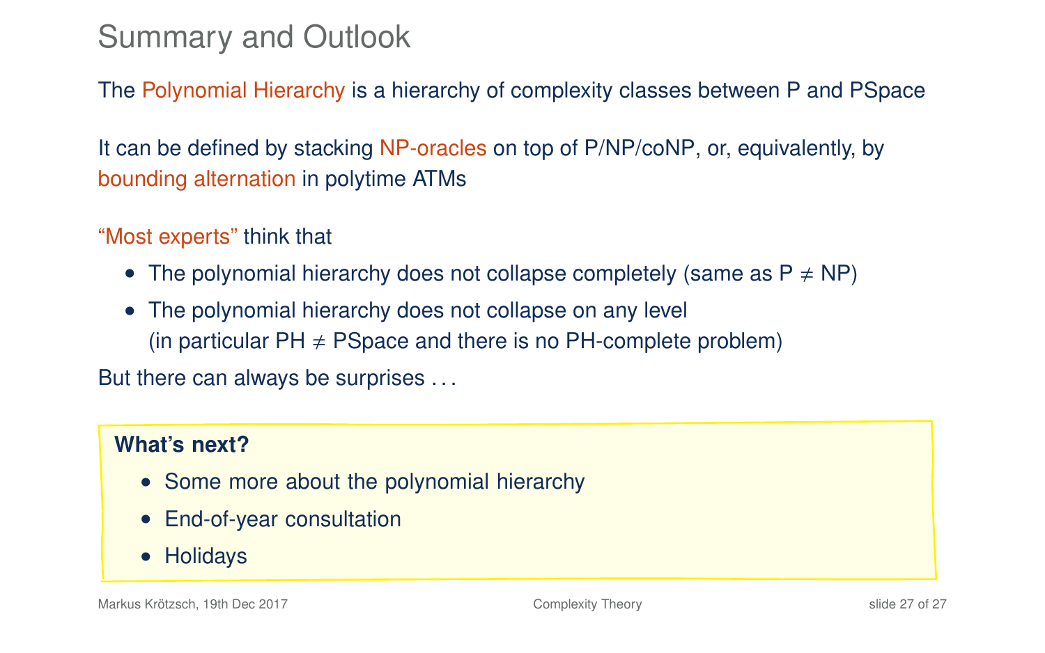# Summary and Outlook

The Polynomial Hierarchy is a hierarchy of complexity classes between P and PSpace

It can be defined by stacking NP-oracles on top of P/NP/coNP, or, equivalently, by bounding alternation in polytime ATMs

"Most experts" think that

- The polynomial hierarchy does not collapse completely (same as P ≠ NP)
- The polynomial hierarchy does not collapse on any level
  (in particular PH ≠ PSpace and there is no PH-complete problem)

But there can always be surprises . . .

**What's next?**

- Some more about the polynomial hierarchy
- End-of-year consultation
- Holidays